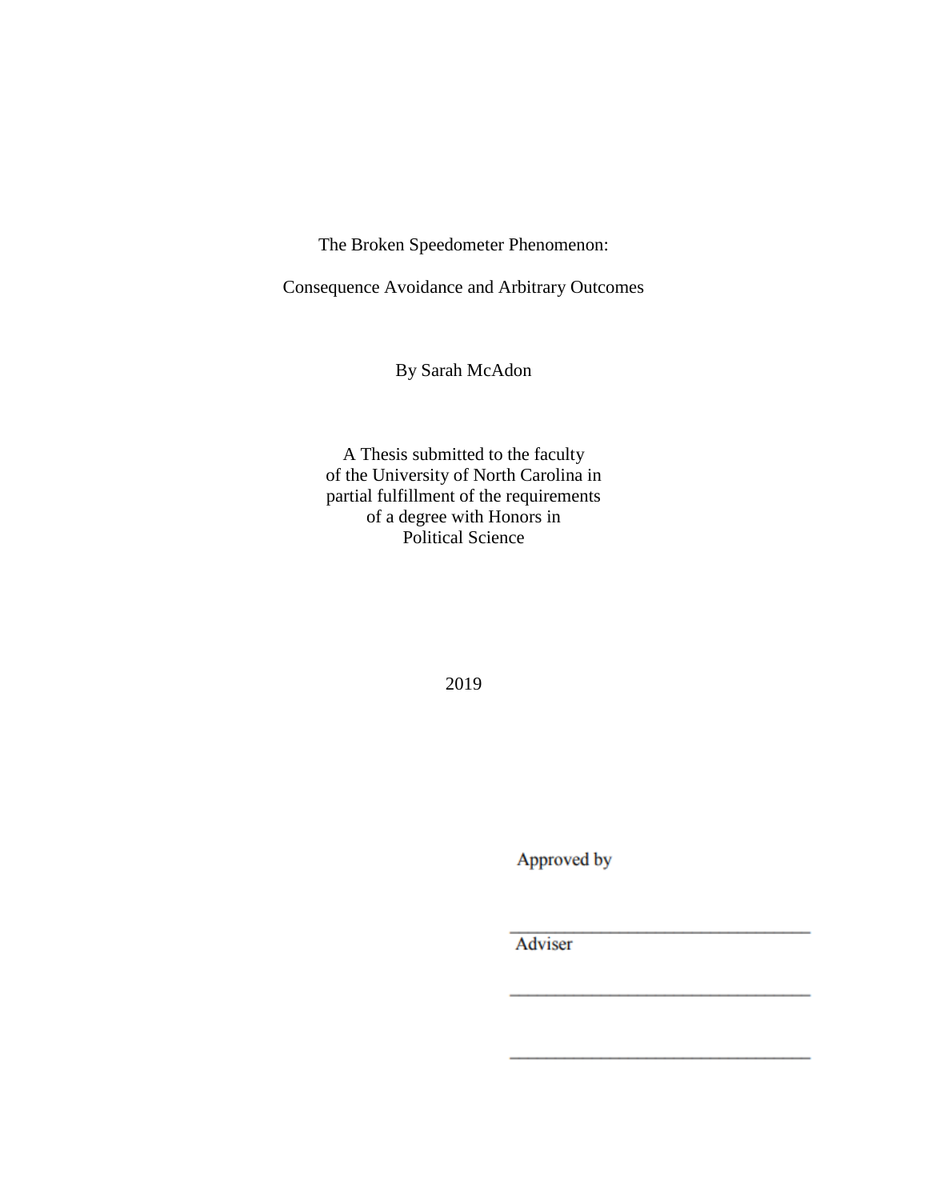# The Broken Speedometer Phenomenon:

## Consequence Avoidance and Arbitrary Outcomes

By Sarah McAdon

A Thesis submitted to the faculty
of the University of North Carolina in
partial fulfillment of the requirements
of a degree with Honors in
Political Science

2019

Approved by

\_\_\_\_\_\_\_\_\_\_\_\_\_\_\_\_\_\_\_\_\_\_\_\_\_\_\_\_\_\_\_\_

Adviser

\_\_\_\_\_\_\_\_\_\_\_\_\_\_\_\_\_\_\_\_\_\_\_\_\_\_\_\_\_\_\_\_

\_\_\_\_\_\_\_\_\_\_\_\_\_\_\_\_\_\_\_\_\_\_\_\_\_\_\_\_\_\_\_\_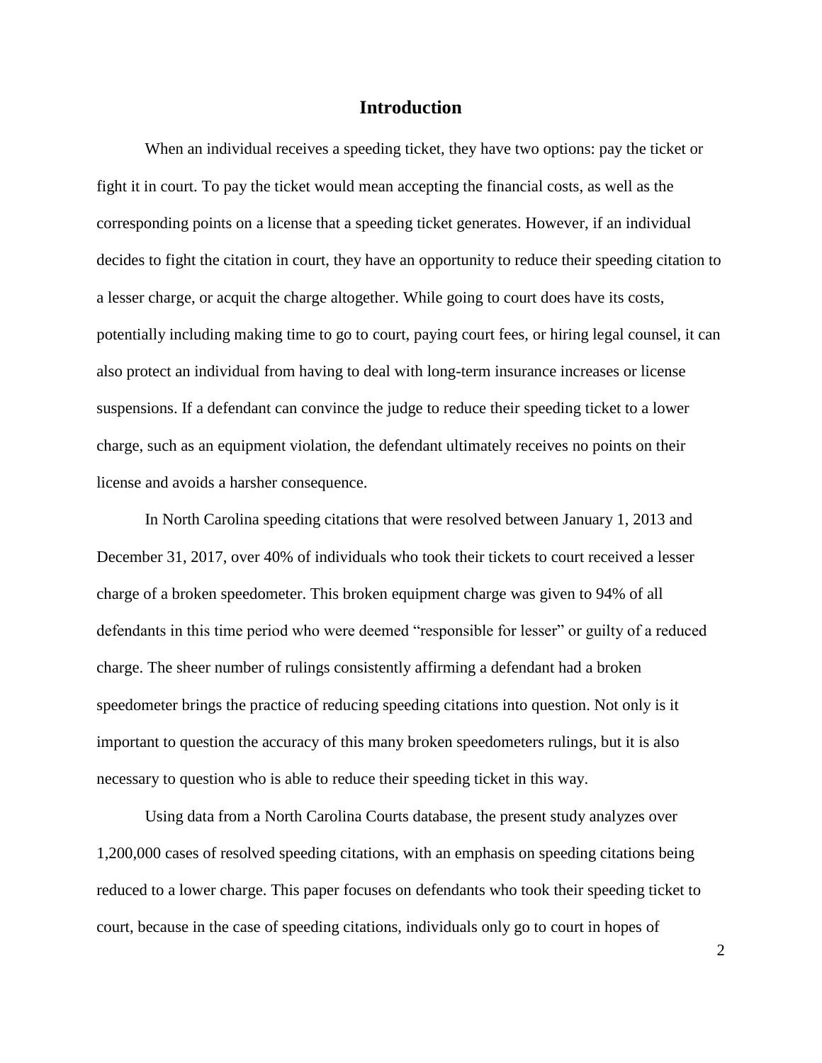# Introduction

When an individual receives a speeding ticket, they have two options: pay the ticket or fight it in court. To pay the ticket would mean accepting the financial costs, as well as the corresponding points on a license that a speeding ticket generates. However, if an individual decides to fight the citation in court, they have an opportunity to reduce their speeding citation to a lesser charge, or acquit the charge altogether. While going to court does have its costs, potentially including making time to go to court, paying court fees, or hiring legal counsel, it can also protect an individual from having to deal with long-term insurance increases or license suspensions. If a defendant can convince the judge to reduce their speeding ticket to a lower charge, such as an equipment violation, the defendant ultimately receives no points on their license and avoids a harsher consequence.

In North Carolina speeding citations that were resolved between January 1, 2013 and December 31, 2017, over 40% of individuals who took their tickets to court received a lesser charge of a broken speedometer. This broken equipment charge was given to 94% of all defendants in this time period who were deemed "responsible for lesser" or guilty of a reduced charge. The sheer number of rulings consistently affirming a defendant had a broken speedometer brings the practice of reducing speeding citations into question. Not only is it important to question the accuracy of this many broken speedometers rulings, but it is also necessary to question who is able to reduce their speeding ticket in this way.

Using data from a North Carolina Courts database, the present study analyzes over 1,200,000 cases of resolved speeding citations, with an emphasis on speeding citations being reduced to a lower charge. This paper focuses on defendants who took their speeding ticket to court, because in the case of speeding citations, individuals only go to court in hopes of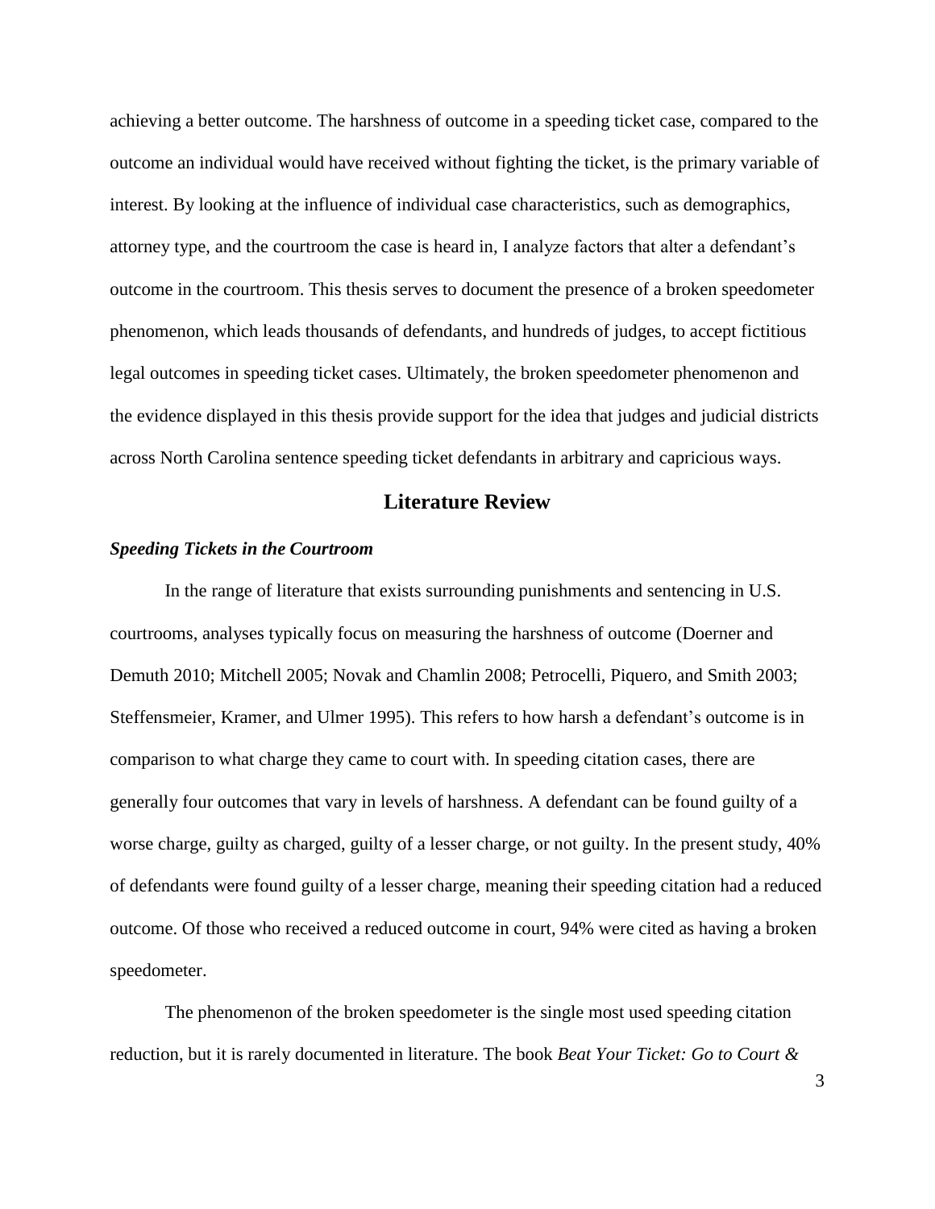achieving a better outcome. The harshness of outcome in a speeding ticket case, compared to the outcome an individual would have received without fighting the ticket, is the primary variable of interest. By looking at the influence of individual case characteristics, such as demographics, attorney type, and the courtroom the case is heard in, I analyze factors that alter a defendant's outcome in the courtroom. This thesis serves to document the presence of a broken speedometer phenomenon, which leads thousands of defendants, and hundreds of judges, to accept fictitious legal outcomes in speeding ticket cases. Ultimately, the broken speedometer phenomenon and the evidence displayed in this thesis provide support for the idea that judges and judicial districts across North Carolina sentence speeding ticket defendants in arbitrary and capricious ways.

## Literature Review

### *Speeding Tickets in the Courtroom*

In the range of literature that exists surrounding punishments and sentencing in U.S. courtrooms, analyses typically focus on measuring the harshness of outcome (Doerner and Demuth 2010; Mitchell 2005; Novak and Chamlin 2008; Petrocelli, Piquero, and Smith 2003; Steffensmeier, Kramer, and Ulmer 1995). This refers to how harsh a defendant's outcome is in comparison to what charge they came to court with. In speeding citation cases, there are generally four outcomes that vary in levels of harshness. A defendant can be found guilty of a worse charge, guilty as charged, guilty of a lesser charge, or not guilty. In the present study, 40% of defendants were found guilty of a lesser charge, meaning their speeding citation had a reduced outcome. Of those who received a reduced outcome in court, 94% were cited as having a broken speedometer.

The phenomenon of the broken speedometer is the single most used speeding citation reduction, but it is rarely documented in literature. The book *Beat Your Ticket: Go to Court &*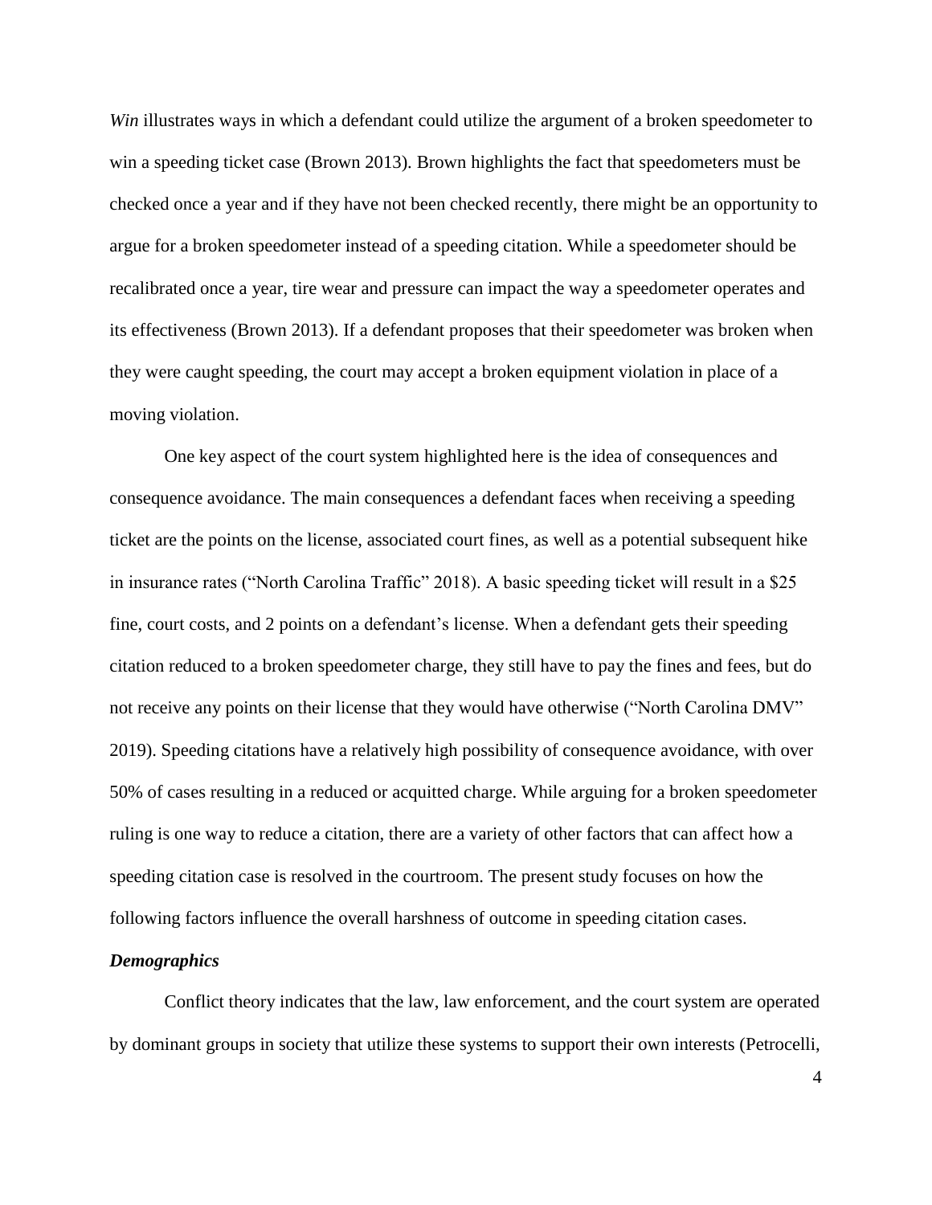*Win* illustrates ways in which a defendant could utilize the argument of a broken speedometer to win a speeding ticket case (Brown 2013). Brown highlights the fact that speedometers must be checked once a year and if they have not been checked recently, there might be an opportunity to argue for a broken speedometer instead of a speeding citation. While a speedometer should be recalibrated once a year, tire wear and pressure can impact the way a speedometer operates and its effectiveness (Brown 2013). If a defendant proposes that their speedometer was broken when they were caught speeding, the court may accept a broken equipment violation in place of a moving violation.

One key aspect of the court system highlighted here is the idea of consequences and consequence avoidance. The main consequences a defendant faces when receiving a speeding ticket are the points on the license, associated court fines, as well as a potential subsequent hike in insurance rates ("North Carolina Traffic" 2018). A basic speeding ticket will result in a $25 fine, court costs, and 2 points on a defendant's license. When a defendant gets their speeding citation reduced to a broken speedometer charge, they still have to pay the fines and fees, but do not receive any points on their license that they would have otherwise ("North Carolina DMV" 2019). Speeding citations have a relatively high possibility of consequence avoidance, with over 50% of cases resulting in a reduced or acquitted charge. While arguing for a broken speedometer ruling is one way to reduce a citation, there are a variety of other factors that can affect how a speeding citation case is resolved in the courtroom. The present study focuses on how the following factors influence the overall harshness of outcome in speeding citation cases.

### *Demographics*

Conflict theory indicates that the law, law enforcement, and the court system are operated by dominant groups in society that utilize these systems to support their own interests (Petrocelli,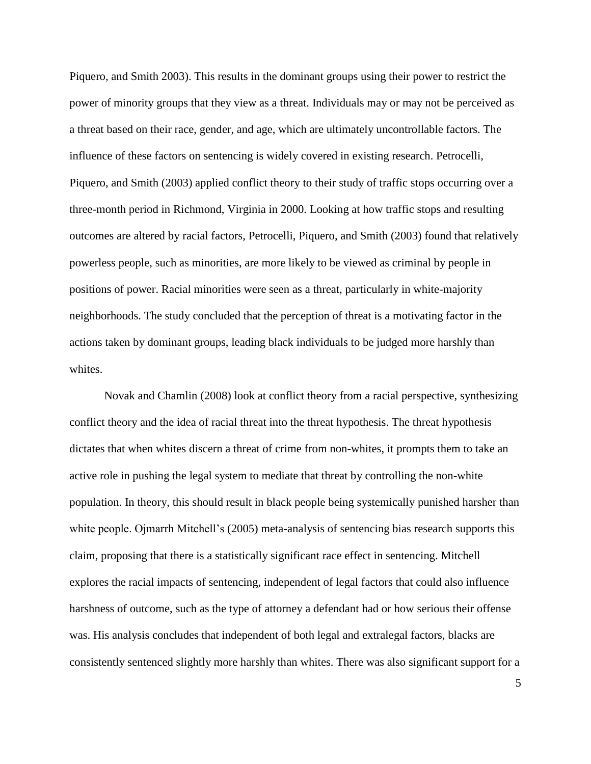Piquero, and Smith 2003). This results in the dominant groups using their power to restrict the power of minority groups that they view as a threat. Individuals may or may not be perceived as a threat based on their race, gender, and age, which are ultimately uncontrollable factors. The influence of these factors on sentencing is widely covered in existing research. Petrocelli, Piquero, and Smith (2003) applied conflict theory to their study of traffic stops occurring over a three-month period in Richmond, Virginia in 2000. Looking at how traffic stops and resulting outcomes are altered by racial factors, Petrocelli, Piquero, and Smith (2003) found that relatively powerless people, such as minorities, are more likely to be viewed as criminal by people in positions of power. Racial minorities were seen as a threat, particularly in white-majority neighborhoods. The study concluded that the perception of threat is a motivating factor in the actions taken by dominant groups, leading black individuals to be judged more harshly than whites.

Novak and Chamlin (2008) look at conflict theory from a racial perspective, synthesizing conflict theory and the idea of racial threat into the threat hypothesis. The threat hypothesis dictates that when whites discern a threat of crime from non-whites, it prompts them to take an active role in pushing the legal system to mediate that threat by controlling the non-white population. In theory, this should result in black people being systemically punished harsher than white people. Ojmarrh Mitchell's (2005) meta-analysis of sentencing bias research supports this claim, proposing that there is a statistically significant race effect in sentencing. Mitchell explores the racial impacts of sentencing, independent of legal factors that could also influence harshness of outcome, such as the type of attorney a defendant had or how serious their offense was. His analysis concludes that independent of both legal and extralegal factors, blacks are consistently sentenced slightly more harshly than whites. There was also significant support for a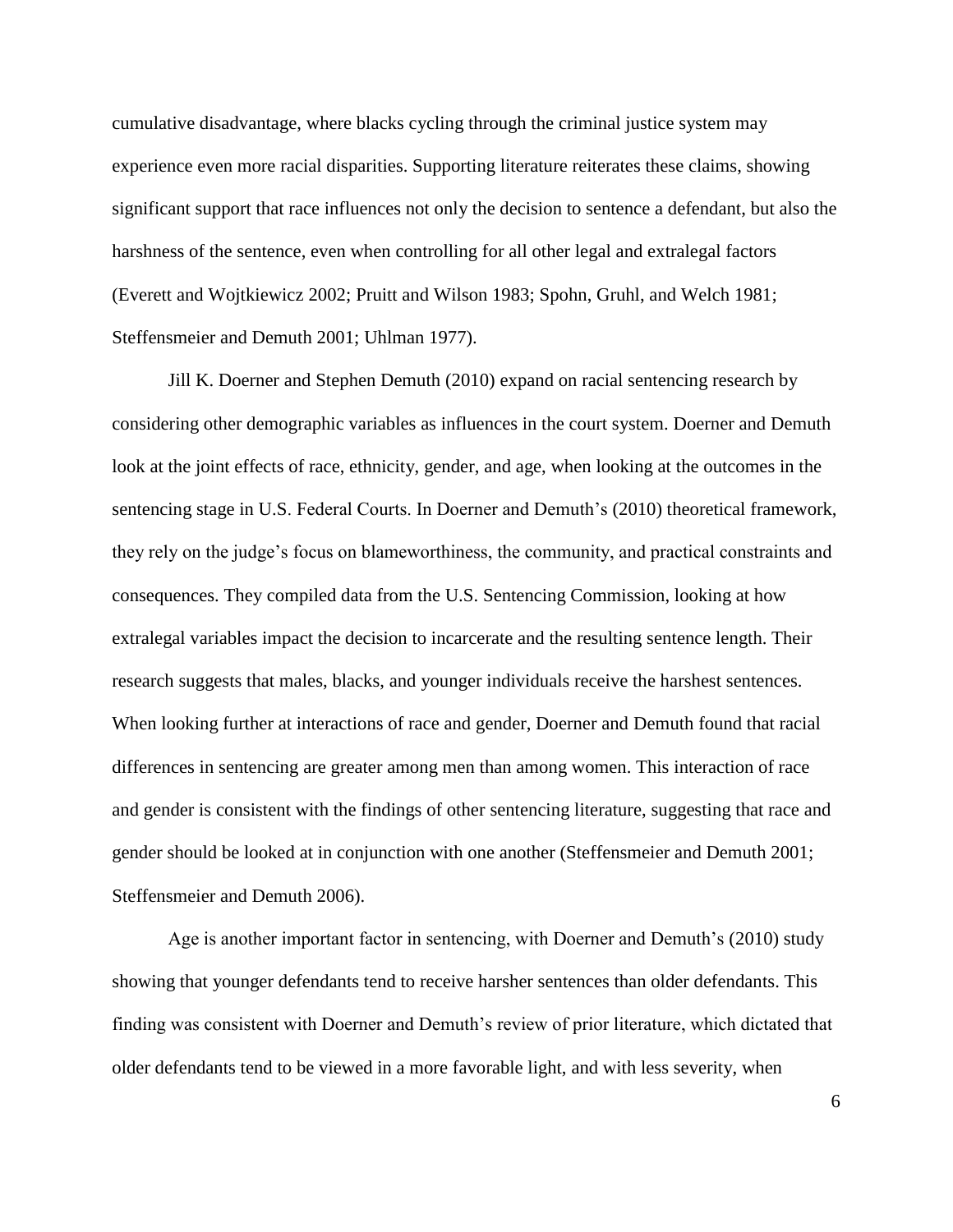cumulative disadvantage, where blacks cycling through the criminal justice system may experience even more racial disparities. Supporting literature reiterates these claims, showing significant support that race influences not only the decision to sentence a defendant, but also the harshness of the sentence, even when controlling for all other legal and extralegal factors (Everett and Wojtkiewicz 2002; Pruitt and Wilson 1983; Spohn, Gruhl, and Welch 1981; Steffensmeier and Demuth 2001; Uhlman 1977).

Jill K. Doerner and Stephen Demuth (2010) expand on racial sentencing research by considering other demographic variables as influences in the court system. Doerner and Demuth look at the joint effects of race, ethnicity, gender, and age, when looking at the outcomes in the sentencing stage in U.S. Federal Courts. In Doerner and Demuth's (2010) theoretical framework, they rely on the judge's focus on blameworthiness, the community, and practical constraints and consequences. They compiled data from the U.S. Sentencing Commission, looking at how extralegal variables impact the decision to incarcerate and the resulting sentence length. Their research suggests that males, blacks, and younger individuals receive the harshest sentences. When looking further at interactions of race and gender, Doerner and Demuth found that racial differences in sentencing are greater among men than among women. This interaction of race and gender is consistent with the findings of other sentencing literature, suggesting that race and gender should be looked at in conjunction with one another (Steffensmeier and Demuth 2001; Steffensmeier and Demuth 2006).

Age is another important factor in sentencing, with Doerner and Demuth's (2010) study showing that younger defendants tend to receive harsher sentences than older defendants. This finding was consistent with Doerner and Demuth's review of prior literature, which dictated that older defendants tend to be viewed in a more favorable light, and with less severity, when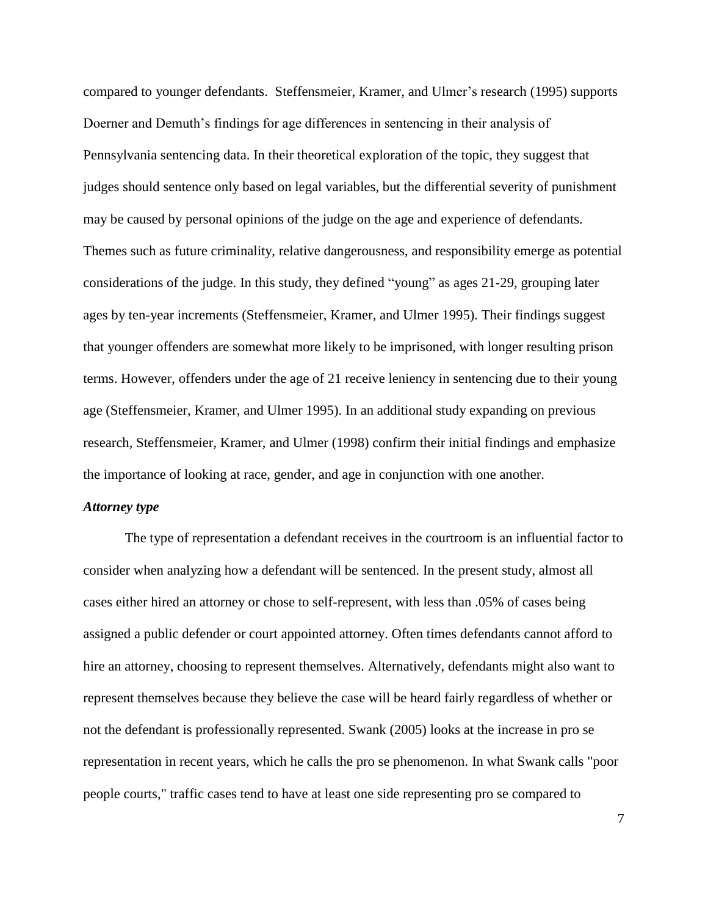compared to younger defendants. Steffensmeier, Kramer, and Ulmer's research (1995) supports Doerner and Demuth's findings for age differences in sentencing in their analysis of Pennsylvania sentencing data. In their theoretical exploration of the topic, they suggest that judges should sentence only based on legal variables, but the differential severity of punishment may be caused by personal opinions of the judge on the age and experience of defendants. Themes such as future criminality, relative dangerousness, and responsibility emerge as potential considerations of the judge. In this study, they defined "young" as ages 21-29, grouping later ages by ten-year increments (Steffensmeier, Kramer, and Ulmer 1995). Their findings suggest that younger offenders are somewhat more likely to be imprisoned, with longer resulting prison terms. However, offenders under the age of 21 receive leniency in sentencing due to their young age (Steffensmeier, Kramer, and Ulmer 1995). In an additional study expanding on previous research, Steffensmeier, Kramer, and Ulmer (1998) confirm their initial findings and emphasize the importance of looking at race, gender, and age in conjunction with one another.

### *Attorney type*

The type of representation a defendant receives in the courtroom is an influential factor to consider when analyzing how a defendant will be sentenced. In the present study, almost all cases either hired an attorney or chose to self-represent, with less than .05% of cases being assigned a public defender or court appointed attorney. Often times defendants cannot afford to hire an attorney, choosing to represent themselves. Alternatively, defendants might also want to represent themselves because they believe the case will be heard fairly regardless of whether or not the defendant is professionally represented. Swank (2005) looks at the increase in pro se representation in recent years, which he calls the pro se phenomenon. In what Swank calls "poor people courts," traffic cases tend to have at least one side representing pro se compared to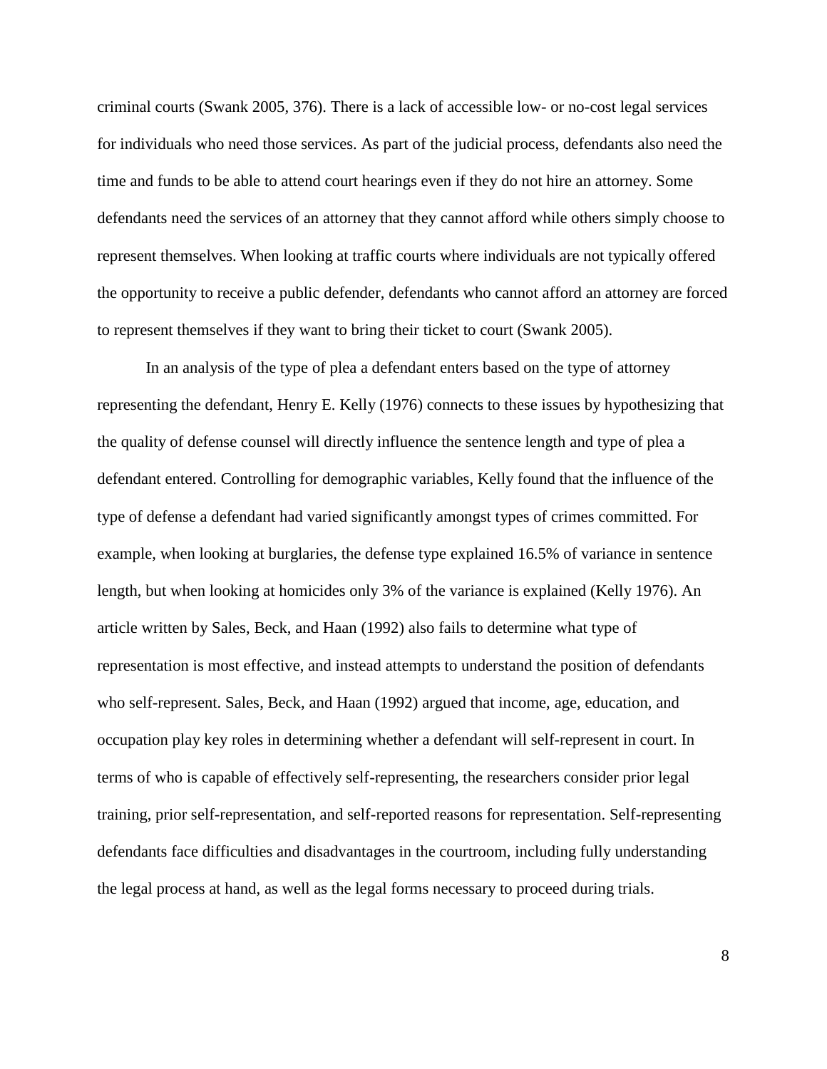criminal courts (Swank 2005, 376). There is a lack of accessible low- or no-cost legal services for individuals who need those services. As part of the judicial process, defendants also need the time and funds to be able to attend court hearings even if they do not hire an attorney. Some defendants need the services of an attorney that they cannot afford while others simply choose to represent themselves. When looking at traffic courts where individuals are not typically offered the opportunity to receive a public defender, defendants who cannot afford an attorney are forced to represent themselves if they want to bring their ticket to court (Swank 2005).

In an analysis of the type of plea a defendant enters based on the type of attorney representing the defendant, Henry E. Kelly (1976) connects to these issues by hypothesizing that the quality of defense counsel will directly influence the sentence length and type of plea a defendant entered. Controlling for demographic variables, Kelly found that the influence of the type of defense a defendant had varied significantly amongst types of crimes committed. For example, when looking at burglaries, the defense type explained 16.5% of variance in sentence length, but when looking at homicides only 3% of the variance is explained (Kelly 1976). An article written by Sales, Beck, and Haan (1992) also fails to determine what type of representation is most effective, and instead attempts to understand the position of defendants who self-represent. Sales, Beck, and Haan (1992) argued that income, age, education, and occupation play key roles in determining whether a defendant will self-represent in court. In terms of who is capable of effectively self-representing, the researchers consider prior legal training, prior self-representation, and self-reported reasons for representation. Self-representing defendants face difficulties and disadvantages in the courtroom, including fully understanding the legal process at hand, as well as the legal forms necessary to proceed during trials.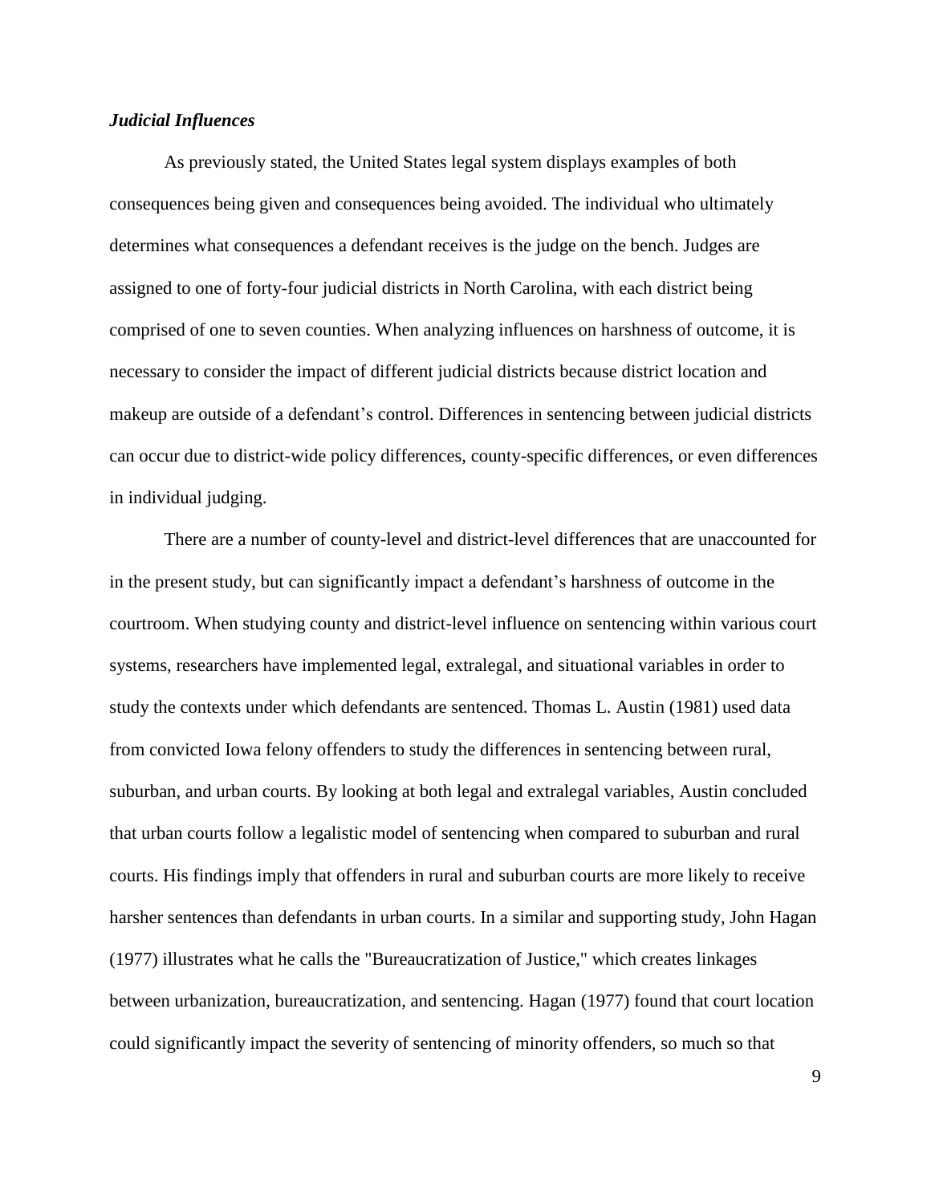### *Judicial Influences*

As previously stated, the United States legal system displays examples of both consequences being given and consequences being avoided. The individual who ultimately determines what consequences a defendant receives is the judge on the bench. Judges are assigned to one of forty-four judicial districts in North Carolina, with each district being comprised of one to seven counties. When analyzing influences on harshness of outcome, it is necessary to consider the impact of different judicial districts because district location and makeup are outside of a defendant's control. Differences in sentencing between judicial districts can occur due to district-wide policy differences, county-specific differences, or even differences in individual judging.

There are a number of county-level and district-level differences that are unaccounted for in the present study, but can significantly impact a defendant's harshness of outcome in the courtroom. When studying county and district-level influence on sentencing within various court systems, researchers have implemented legal, extralegal, and situational variables in order to study the contexts under which defendants are sentenced. Thomas L. Austin (1981) used data from convicted Iowa felony offenders to study the differences in sentencing between rural, suburban, and urban courts. By looking at both legal and extralegal variables, Austin concluded that urban courts follow a legalistic model of sentencing when compared to suburban and rural courts. His findings imply that offenders in rural and suburban courts are more likely to receive harsher sentences than defendants in urban courts. In a similar and supporting study, John Hagan (1977) illustrates what he calls the "Bureaucratization of Justice," which creates linkages between urbanization, bureaucratization, and sentencing. Hagan (1977) found that court location could significantly impact the severity of sentencing of minority offenders, so much so that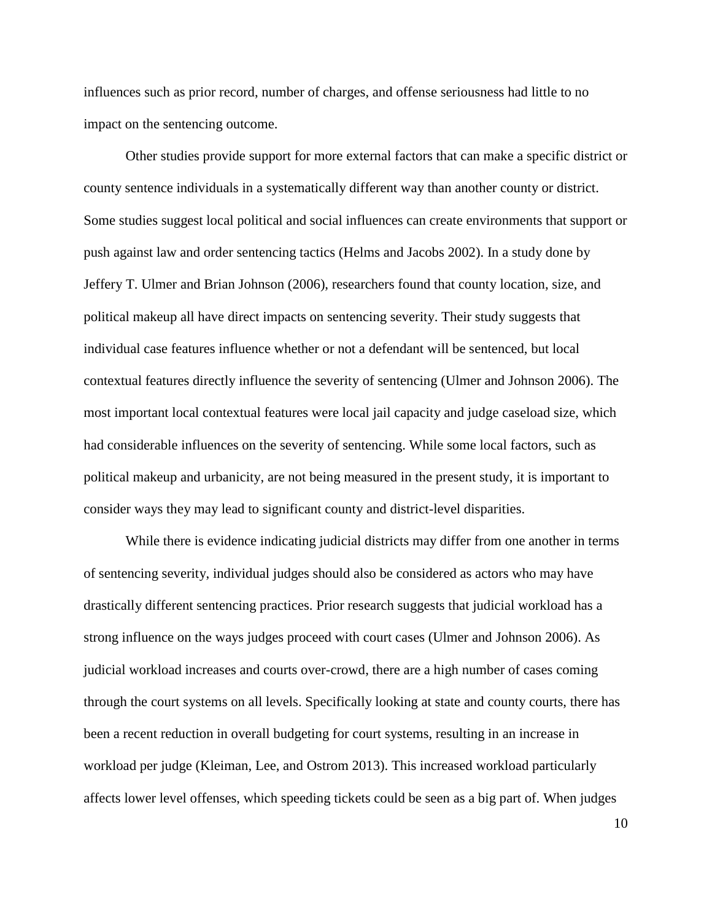influences such as prior record, number of charges, and offense seriousness had little to no impact on the sentencing outcome.

Other studies provide support for more external factors that can make a specific district or county sentence individuals in a systematically different way than another county or district. Some studies suggest local political and social influences can create environments that support or push against law and order sentencing tactics (Helms and Jacobs 2002). In a study done by Jeffery T. Ulmer and Brian Johnson (2006), researchers found that county location, size, and political makeup all have direct impacts on sentencing severity. Their study suggests that individual case features influence whether or not a defendant will be sentenced, but local contextual features directly influence the severity of sentencing (Ulmer and Johnson 2006). The most important local contextual features were local jail capacity and judge caseload size, which had considerable influences on the severity of sentencing. While some local factors, such as political makeup and urbanicity, are not being measured in the present study, it is important to consider ways they may lead to significant county and district-level disparities.

While there is evidence indicating judicial districts may differ from one another in terms of sentencing severity, individual judges should also be considered as actors who may have drastically different sentencing practices. Prior research suggests that judicial workload has a strong influence on the ways judges proceed with court cases (Ulmer and Johnson 2006). As judicial workload increases and courts over-crowd, there are a high number of cases coming through the court systems on all levels. Specifically looking at state and county courts, there has been a recent reduction in overall budgeting for court systems, resulting in an increase in workload per judge (Kleiman, Lee, and Ostrom 2013). This increased workload particularly affects lower level offenses, which speeding tickets could be seen as a big part of. When judges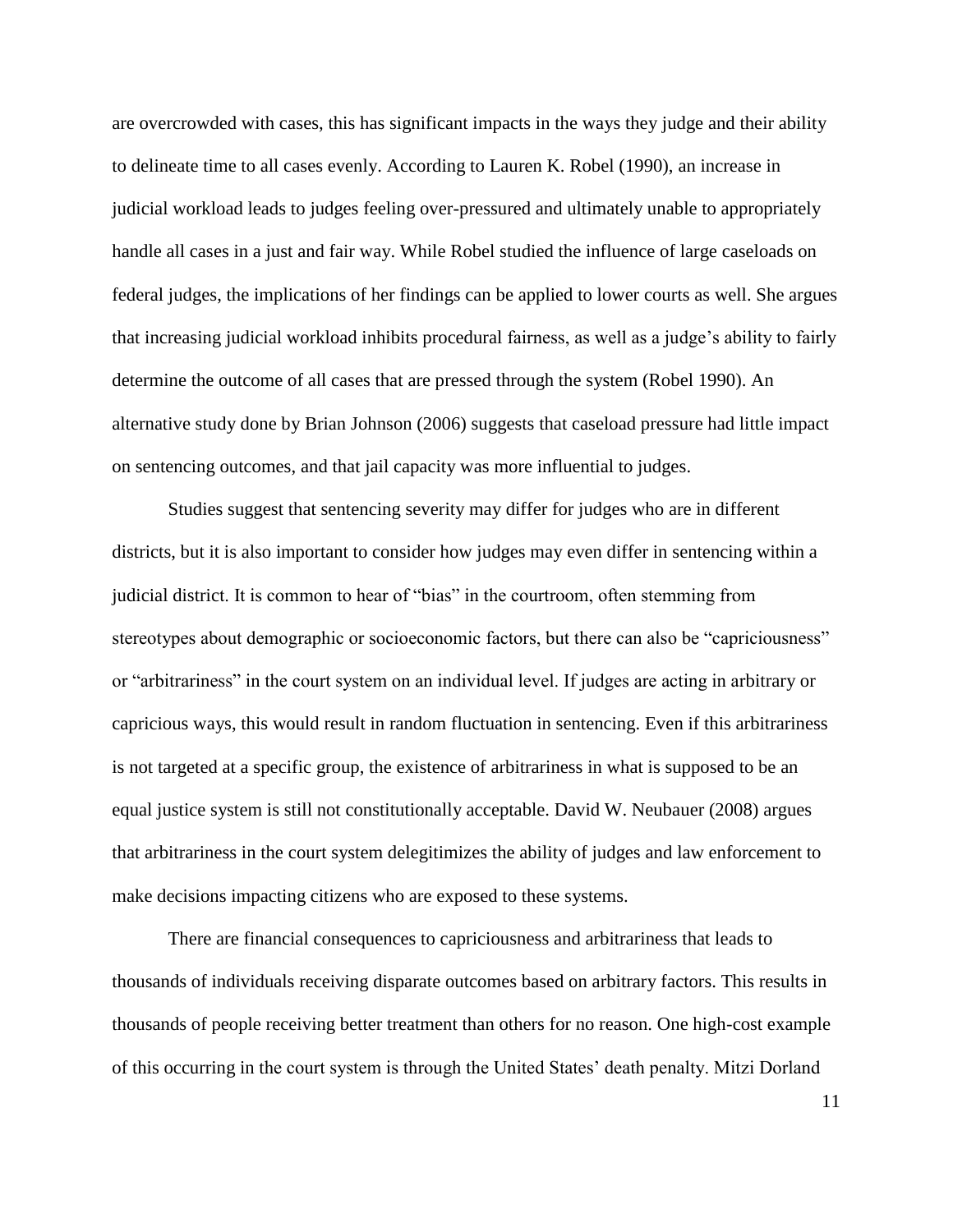are overcrowded with cases, this has significant impacts in the ways they judge and their ability to delineate time to all cases evenly. According to Lauren K. Robel (1990), an increase in judicial workload leads to judges feeling over-pressured and ultimately unable to appropriately handle all cases in a just and fair way. While Robel studied the influence of large caseloads on federal judges, the implications of her findings can be applied to lower courts as well. She argues that increasing judicial workload inhibits procedural fairness, as well as a judge's ability to fairly determine the outcome of all cases that are pressed through the system (Robel 1990). An alternative study done by Brian Johnson (2006) suggests that caseload pressure had little impact on sentencing outcomes, and that jail capacity was more influential to judges.

Studies suggest that sentencing severity may differ for judges who are in different districts, but it is also important to consider how judges may even differ in sentencing within a judicial district. It is common to hear of "bias" in the courtroom, often stemming from stereotypes about demographic or socioeconomic factors, but there can also be "capriciousness" or "arbitrariness" in the court system on an individual level. If judges are acting in arbitrary or capricious ways, this would result in random fluctuation in sentencing. Even if this arbitrariness is not targeted at a specific group, the existence of arbitrariness in what is supposed to be an equal justice system is still not constitutionally acceptable. David W. Neubauer (2008) argues that arbitrariness in the court system delegitimizes the ability of judges and law enforcement to make decisions impacting citizens who are exposed to these systems.

There are financial consequences to capriciousness and arbitrariness that leads to thousands of individuals receiving disparate outcomes based on arbitrary factors. This results in thousands of people receiving better treatment than others for no reason. One high-cost example of this occurring in the court system is through the United States' death penalty. Mitzi Dorland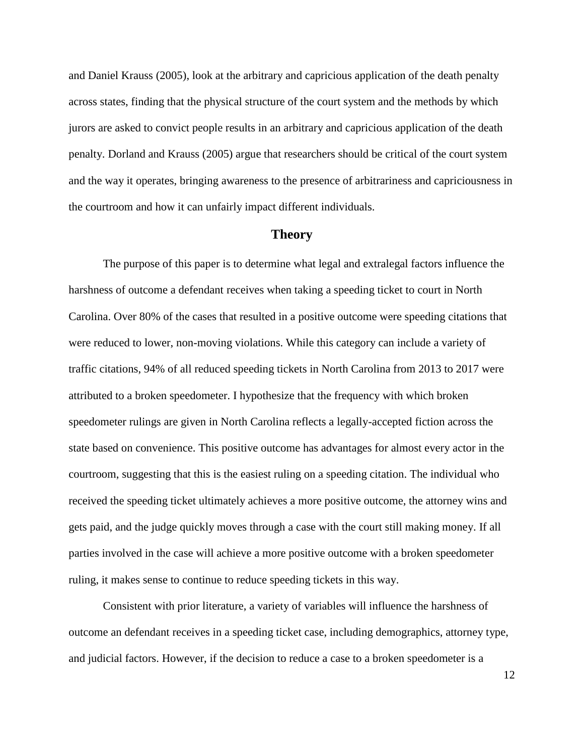and Daniel Krauss (2005), look at the arbitrary and capricious application of the death penalty across states, finding that the physical structure of the court system and the methods by which jurors are asked to convict people results in an arbitrary and capricious application of the death penalty. Dorland and Krauss (2005) argue that researchers should be critical of the court system and the way it operates, bringing awareness to the presence of arbitrariness and capriciousness in the courtroom and how it can unfairly impact different individuals.

## Theory

The purpose of this paper is to determine what legal and extralegal factors influence the harshness of outcome a defendant receives when taking a speeding ticket to court in North Carolina. Over 80% of the cases that resulted in a positive outcome were speeding citations that were reduced to lower, non-moving violations. While this category can include a variety of traffic citations, 94% of all reduced speeding tickets in North Carolina from 2013 to 2017 were attributed to a broken speedometer. I hypothesize that the frequency with which broken speedometer rulings are given in North Carolina reflects a legally-accepted fiction across the state based on convenience. This positive outcome has advantages for almost every actor in the courtroom, suggesting that this is the easiest ruling on a speeding citation. The individual who received the speeding ticket ultimately achieves a more positive outcome, the attorney wins and gets paid, and the judge quickly moves through a case with the court still making money. If all parties involved in the case will achieve a more positive outcome with a broken speedometer ruling, it makes sense to continue to reduce speeding tickets in this way.

Consistent with prior literature, a variety of variables will influence the harshness of outcome an defendant receives in a speeding ticket case, including demographics, attorney type, and judicial factors. However, if the decision to reduce a case to a broken speedometer is a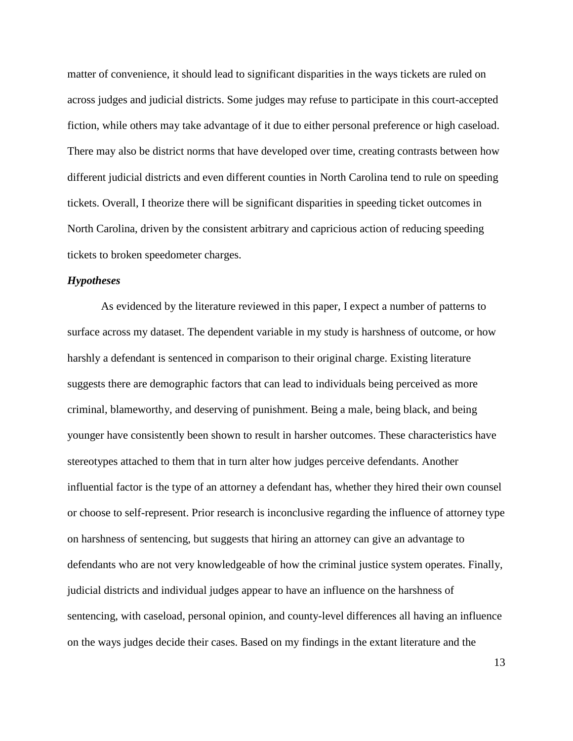matter of convenience, it should lead to significant disparities in the ways tickets are ruled on across judges and judicial districts. Some judges may refuse to participate in this court-accepted fiction, while others may take advantage of it due to either personal preference or high caseload. There may also be district norms that have developed over time, creating contrasts between how different judicial districts and even different counties in North Carolina tend to rule on speeding tickets. Overall, I theorize there will be significant disparities in speeding ticket outcomes in North Carolina, driven by the consistent arbitrary and capricious action of reducing speeding tickets to broken speedometer charges.

### *Hypotheses*

As evidenced by the literature reviewed in this paper, I expect a number of patterns to surface across my dataset. The dependent variable in my study is harshness of outcome, or how harshly a defendant is sentenced in comparison to their original charge. Existing literature suggests there are demographic factors that can lead to individuals being perceived as more criminal, blameworthy, and deserving of punishment. Being a male, being black, and being younger have consistently been shown to result in harsher outcomes. These characteristics have stereotypes attached to them that in turn alter how judges perceive defendants. Another influential factor is the type of an attorney a defendant has, whether they hired their own counsel or choose to self-represent. Prior research is inconclusive regarding the influence of attorney type on harshness of sentencing, but suggests that hiring an attorney can give an advantage to defendants who are not very knowledgeable of how the criminal justice system operates. Finally, judicial districts and individual judges appear to have an influence on the harshness of sentencing, with caseload, personal opinion, and county-level differences all having an influence on the ways judges decide their cases. Based on my findings in the extant literature and the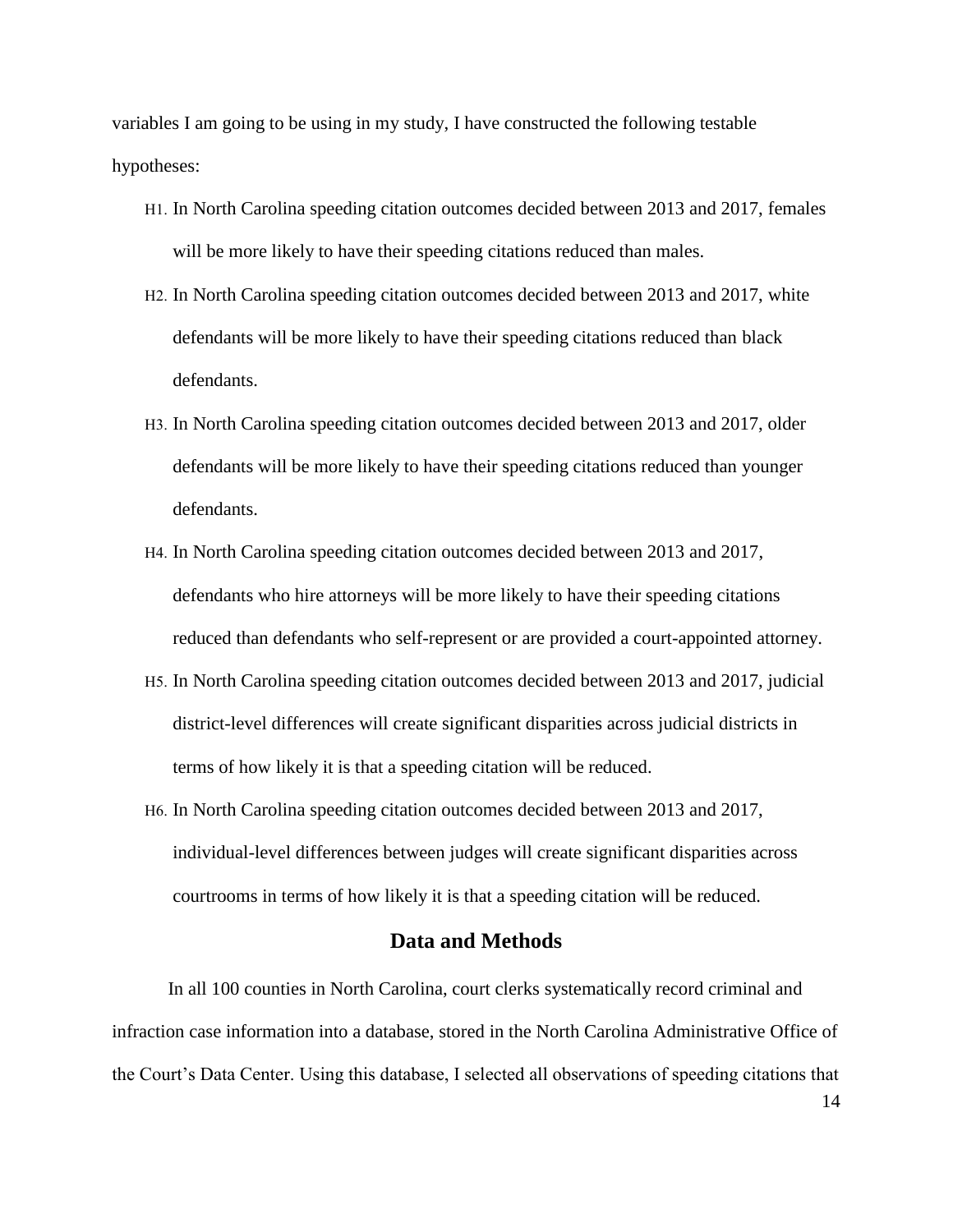variables I am going to be using in my study, I have constructed the following testable hypotheses:

- H1. In North Carolina speeding citation outcomes decided between 2013 and 2017, females will be more likely to have their speeding citations reduced than males.
- H2. In North Carolina speeding citation outcomes decided between 2013 and 2017, white defendants will be more likely to have their speeding citations reduced than black defendants.
- H3. In North Carolina speeding citation outcomes decided between 2013 and 2017, older defendants will be more likely to have their speeding citations reduced than younger defendants.
- H4. In North Carolina speeding citation outcomes decided between 2013 and 2017, defendants who hire attorneys will be more likely to have their speeding citations reduced than defendants who self-represent or are provided a court-appointed attorney.
- H5. In North Carolina speeding citation outcomes decided between 2013 and 2017, judicial district-level differences will create significant disparities across judicial districts in terms of how likely it is that a speeding citation will be reduced.
- H6. In North Carolina speeding citation outcomes decided between 2013 and 2017, individual-level differences between judges will create significant disparities across courtrooms in terms of how likely it is that a speeding citation will be reduced.

## Data and Methods

In all 100 counties in North Carolina, court clerks systematically record criminal and infraction case information into a database, stored in the North Carolina Administrative Office of the Court's Data Center. Using this database, I selected all observations of speeding citations that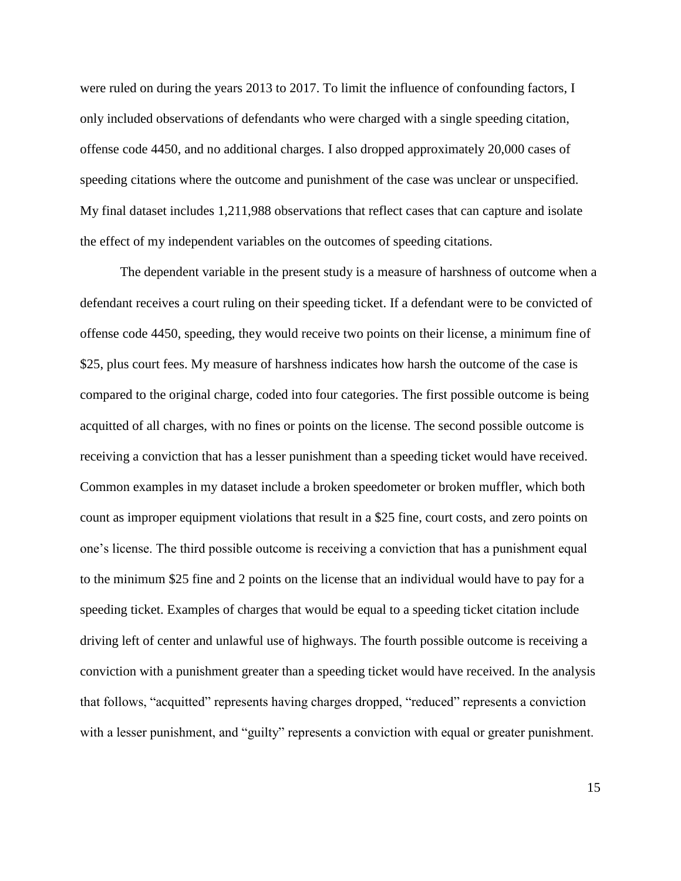were ruled on during the years 2013 to 2017. To limit the influence of confounding factors, I only included observations of defendants who were charged with a single speeding citation, offense code 4450, and no additional charges. I also dropped approximately 20,000 cases of speeding citations where the outcome and punishment of the case was unclear or unspecified. My final dataset includes 1,211,988 observations that reflect cases that can capture and isolate the effect of my independent variables on the outcomes of speeding citations.

The dependent variable in the present study is a measure of harshness of outcome when a defendant receives a court ruling on their speeding ticket. If a defendant were to be convicted of offense code 4450, speeding, they would receive two points on their license, a minimum fine of $25, plus court fees. My measure of harshness indicates how harsh the outcome of the case is compared to the original charge, coded into four categories. The first possible outcome is being acquitted of all charges, with no fines or points on the license. The second possible outcome is receiving a conviction that has a lesser punishment than a speeding ticket would have received. Common examples in my dataset include a broken speedometer or broken muffler, which both count as improper equipment violations that result in a $25 fine, court costs, and zero points on one's license. The third possible outcome is receiving a conviction that has a punishment equal to the minimum $25 fine and 2 points on the license that an individual would have to pay for a speeding ticket. Examples of charges that would be equal to a speeding ticket citation include driving left of center and unlawful use of highways. The fourth possible outcome is receiving a conviction with a punishment greater than a speeding ticket would have received. In the analysis that follows, "acquitted" represents having charges dropped, "reduced" represents a conviction with a lesser punishment, and "guilty" represents a conviction with equal or greater punishment.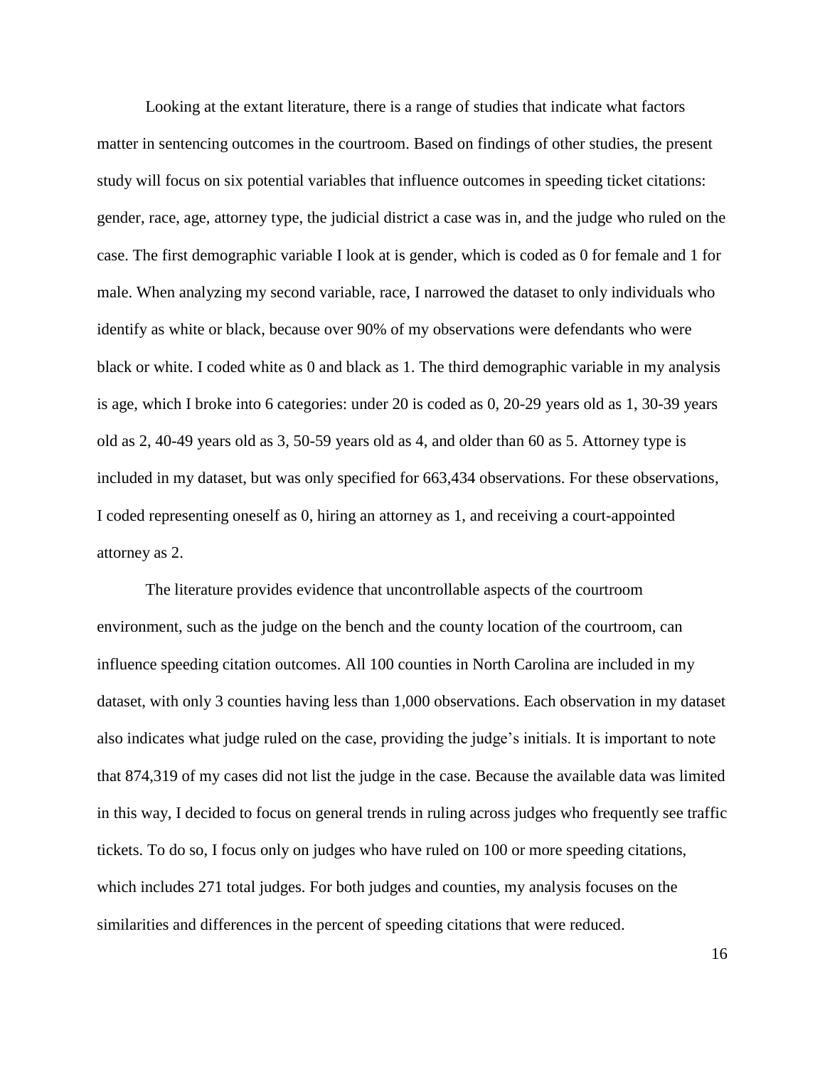Looking at the extant literature, there is a range of studies that indicate what factors matter in sentencing outcomes in the courtroom. Based on findings of other studies, the present study will focus on six potential variables that influence outcomes in speeding ticket citations: gender, race, age, attorney type, the judicial district a case was in, and the judge who ruled on the case. The first demographic variable I look at is gender, which is coded as 0 for female and 1 for male. When analyzing my second variable, race, I narrowed the dataset to only individuals who identify as white or black, because over 90% of my observations were defendants who were black or white. I coded white as 0 and black as 1. The third demographic variable in my analysis is age, which I broke into 6 categories: under 20 is coded as 0, 20-29 years old as 1, 30-39 years old as 2, 40-49 years old as 3, 50-59 years old as 4, and older than 60 as 5. Attorney type is included in my dataset, but was only specified for 663,434 observations. For these observations, I coded representing oneself as 0, hiring an attorney as 1, and receiving a court-appointed attorney as 2.

The literature provides evidence that uncontrollable aspects of the courtroom environment, such as the judge on the bench and the county location of the courtroom, can influence speeding citation outcomes. All 100 counties in North Carolina are included in my dataset, with only 3 counties having less than 1,000 observations. Each observation in my dataset also indicates what judge ruled on the case, providing the judge's initials. It is important to note that 874,319 of my cases did not list the judge in the case. Because the available data was limited in this way, I decided to focus on general trends in ruling across judges who frequently see traffic tickets. To do so, I focus only on judges who have ruled on 100 or more speeding citations, which includes 271 total judges. For both judges and counties, my analysis focuses on the similarities and differences in the percent of speeding citations that were reduced.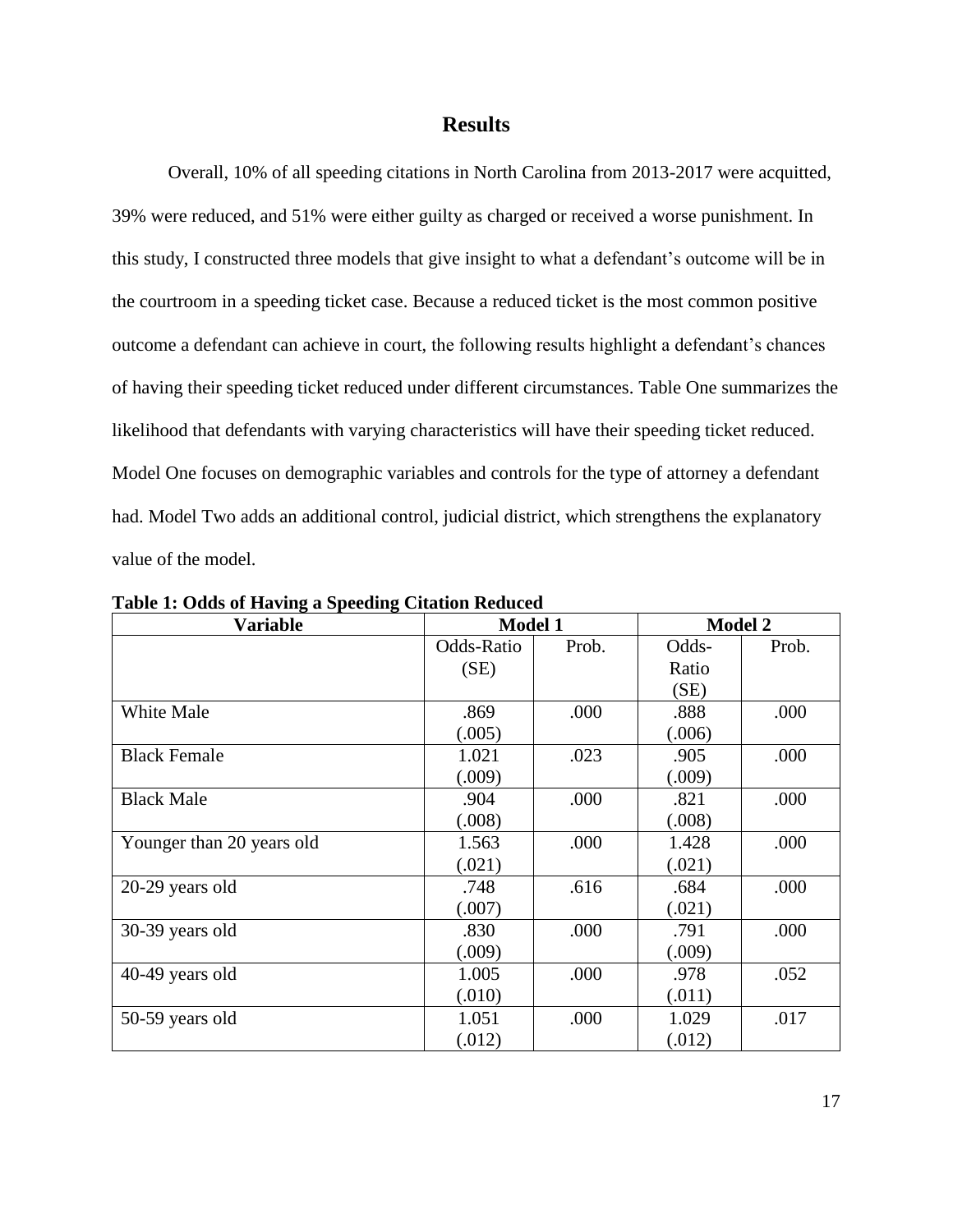## Results

Overall, 10% of all speeding citations in North Carolina from 2013-2017 were acquitted, 39% were reduced, and 51% were either guilty as charged or received a worse punishment. In this study, I constructed three models that give insight to what a defendant's outcome will be in the courtroom in a speeding ticket case. Because a reduced ticket is the most common positive outcome a defendant can achieve in court, the following results highlight a defendant's chances of having their speeding ticket reduced under different circumstances. Table One summarizes the likelihood that defendants with varying characteristics will have their speeding ticket reduced. Model One focuses on demographic variables and controls for the type of attorney a defendant had. Model Two adds an additional control, judicial district, which strengthens the explanatory value of the model.

**Table 1: Odds of Having a Speeding Citation Reduced**

| Variable | Model 1 | | Model 2 | |
|---|---|---|---|---|
| | Odds-Ratio (SE) | Prob. | Odds-Ratio (SE) | Prob. |
| White Male | .869 (.005) | .000 | .888 (.006) | .000 |
| Black Female | 1.021 (.009) | .023 | .905 (.009) | .000 |
| Black Male | .904 (.008) | .000 | .821 (.008) | .000 |
| Younger than 20 years old | 1.563 (.021) | .000 | 1.428 (.021) | .000 |
| 20-29 years old | .748 (.007) | .616 | .684 (.021) | .000 |
| 30-39 years old | .830 (.009) | .000 | .791 (.009) | .000 |
| 40-49 years old | 1.005 (.010) | .000 | .978 (.011) | .052 |
| 50-59 years old | 1.051 (.012) | .000 | 1.029 (.012) | .017 |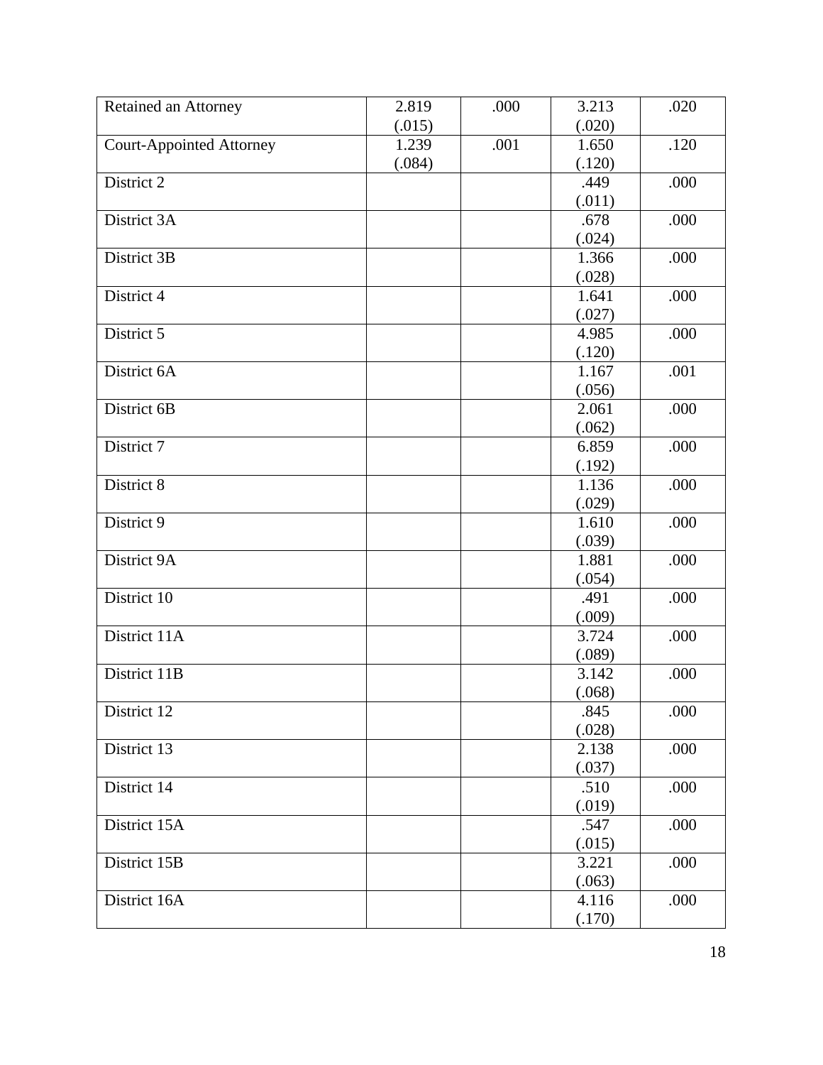| | | | | |
|---|---|---|---|---|
| Retained an Attorney | 2.819 (.015) | .000 | 3.213 (.020) | .020 |
| Court-Appointed Attorney | 1.239 (.084) | .001 | 1.650 (.120) | .120 |
| District 2 | | | .449 (.011) | .000 |
| District 3A | | | .678 (.024) | .000 |
| District 3B | | | 1.366 (.028) | .000 |
| District 4 | | | 1.641 (.027) | .000 |
| District 5 | | | 4.985 (.120) | .000 |
| District 6A | | | 1.167 (.056) | .001 |
| District 6B | | | 2.061 (.062) | .000 |
| District 7 | | | 6.859 (.192) | .000 |
| District 8 | | | 1.136 (.029) | .000 |
| District 9 | | | 1.610 (.039) | .000 |
| District 9A | | | 1.881 (.054) | .000 |
| District 10 | | | .491 (.009) | .000 |
| District 11A | | | 3.724 (.089) | .000 |
| District 11B | | | 3.142 (.068) | .000 |
| District 12 | | | .845 (.028) | .000 |
| District 13 | | | 2.138 (.037) | .000 |
| District 14 | | | .510 (.019) | .000 |
| District 15A | | | .547 (.015) | .000 |
| District 15B | | | 3.221 (.063) | .000 |
| District 16A | | | 4.116 (.170) | .000 |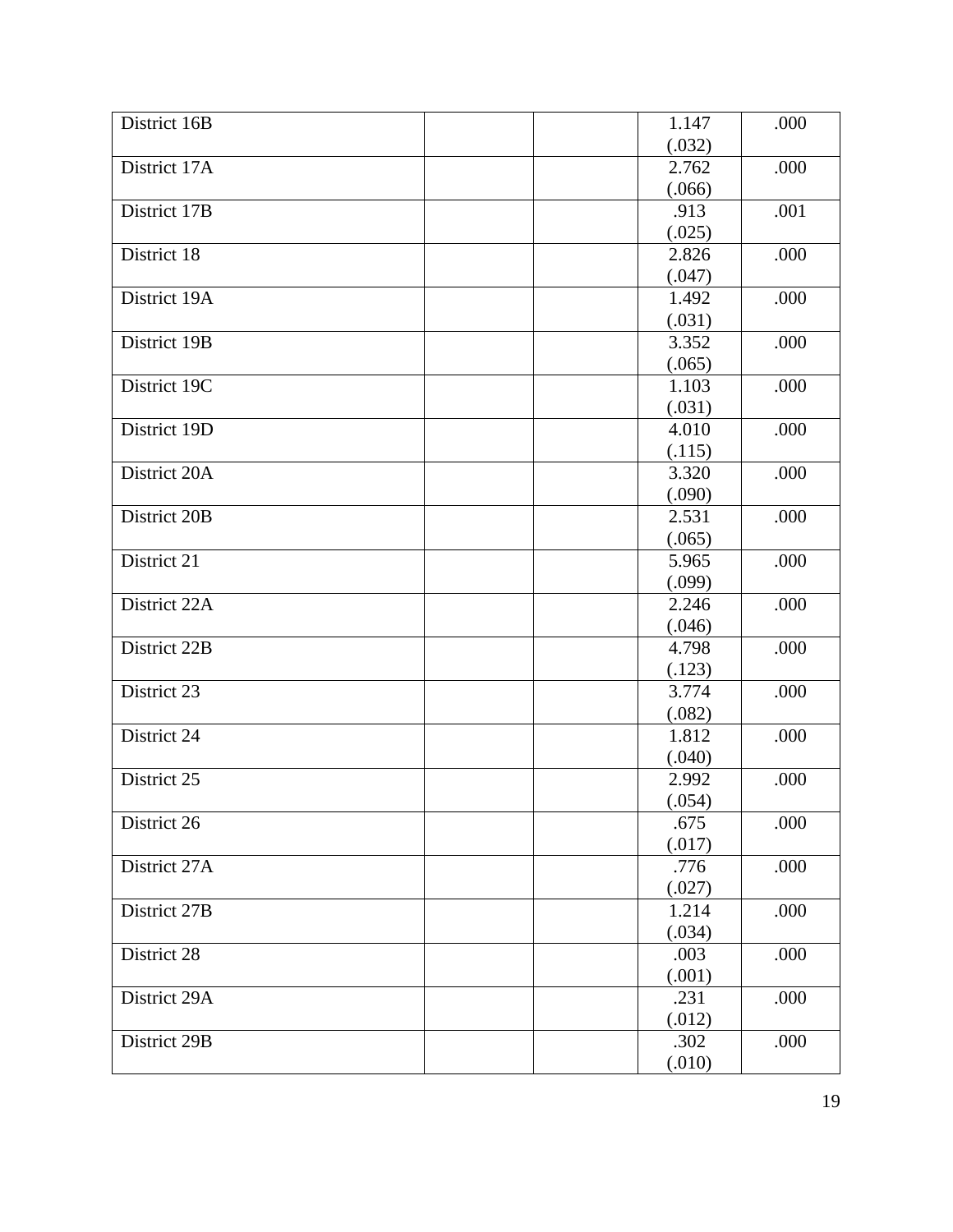| | | | | |
|---|---|---|---|---|
| District 16B | | | 1.147 (.032) | .000 |
| District 17A | | | 2.762 (.066) | .000 |
| District 17B | | | .913 (.025) | .001 |
| District 18 | | | 2.826 (.047) | .000 |
| District 19A | | | 1.492 (.031) | .000 |
| District 19B | | | 3.352 (.065) | .000 |
| District 19C | | | 1.103 (.031) | .000 |
| District 19D | | | 4.010 (.115) | .000 |
| District 20A | | | 3.320 (.090) | .000 |
| District 20B | | | 2.531 (.065) | .000 |
| District 21 | | | 5.965 (.099) | .000 |
| District 22A | | | 2.246 (.046) | .000 |
| District 22B | | | 4.798 (.123) | .000 |
| District 23 | | | 3.774 (.082) | .000 |
| District 24 | | | 1.812 (.040) | .000 |
| District 25 | | | 2.992 (.054) | .000 |
| District 26 | | | .675 (.017) | .000 |
| District 27A | | | .776 (.027) | .000 |
| District 27B | | | 1.214 (.034) | .000 |
| District 28 | | | .003 (.001) | .000 |
| District 29A | | | .231 (.012) | .000 |
| District 29B | | | .302 (.010) | .000 |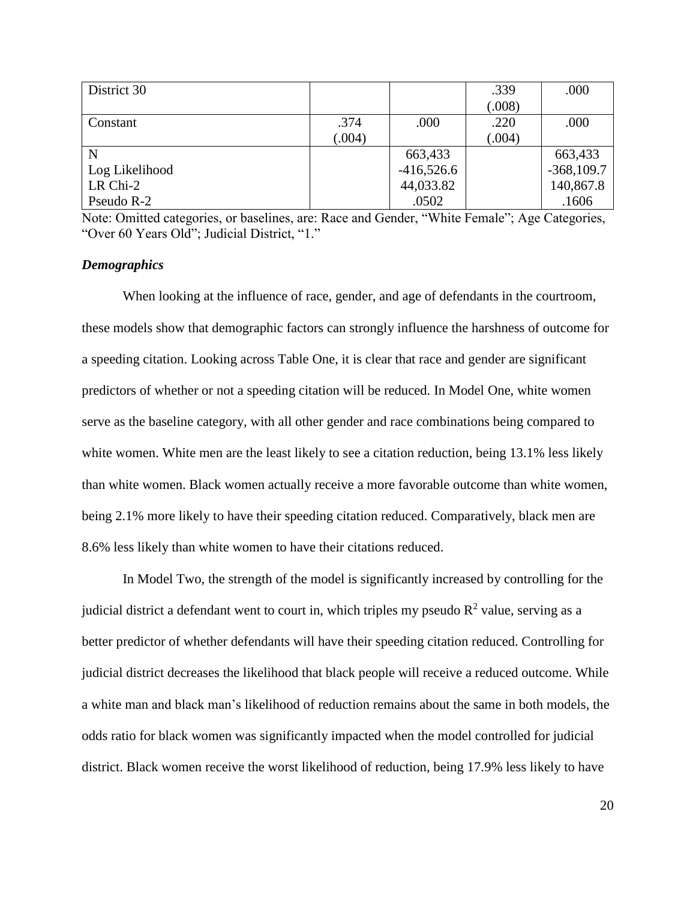| District 30 | | | .339 (.008) | .000 |
|---|---|---|---|---|
| Constant | .374 (.004) | .000 | .220 (.004) | .000 |
| N | | 663,433 | | 663,433 |
| Log Likelihood | | -416,526.6 | | -368,109.7 |
| LR Chi-2 | | 44,033.82 | | 140,867.8 |
| Pseudo R-2 | | .0502 | | .1606 |

Note: Omitted categories, or baselines, are: Race and Gender, "White Female"; Age Categories, "Over 60 Years Old"; Judicial District, "1."

### *Demographics*

When looking at the influence of race, gender, and age of defendants in the courtroom, these models show that demographic factors can strongly influence the harshness of outcome for a speeding citation. Looking across Table One, it is clear that race and gender are significant predictors of whether or not a speeding citation will be reduced. In Model One, white women serve as the baseline category, with all other gender and race combinations being compared to white women. White men are the least likely to see a citation reduction, being 13.1% less likely than white women. Black women actually receive a more favorable outcome than white women, being 2.1% more likely to have their speeding citation reduced. Comparatively, black men are 8.6% less likely than white women to have their citations reduced.

In Model Two, the strength of the model is significantly increased by controlling for the judicial district a defendant went to court in, which triples my pseudo $R^2$ value, serving as a better predictor of whether defendants will have their speeding citation reduced. Controlling for judicial district decreases the likelihood that black people will receive a reduced outcome. While a white man and black man's likelihood of reduction remains about the same in both models, the odds ratio for black women was significantly impacted when the model controlled for judicial district. Black women receive the worst likelihood of reduction, being 17.9% less likely to have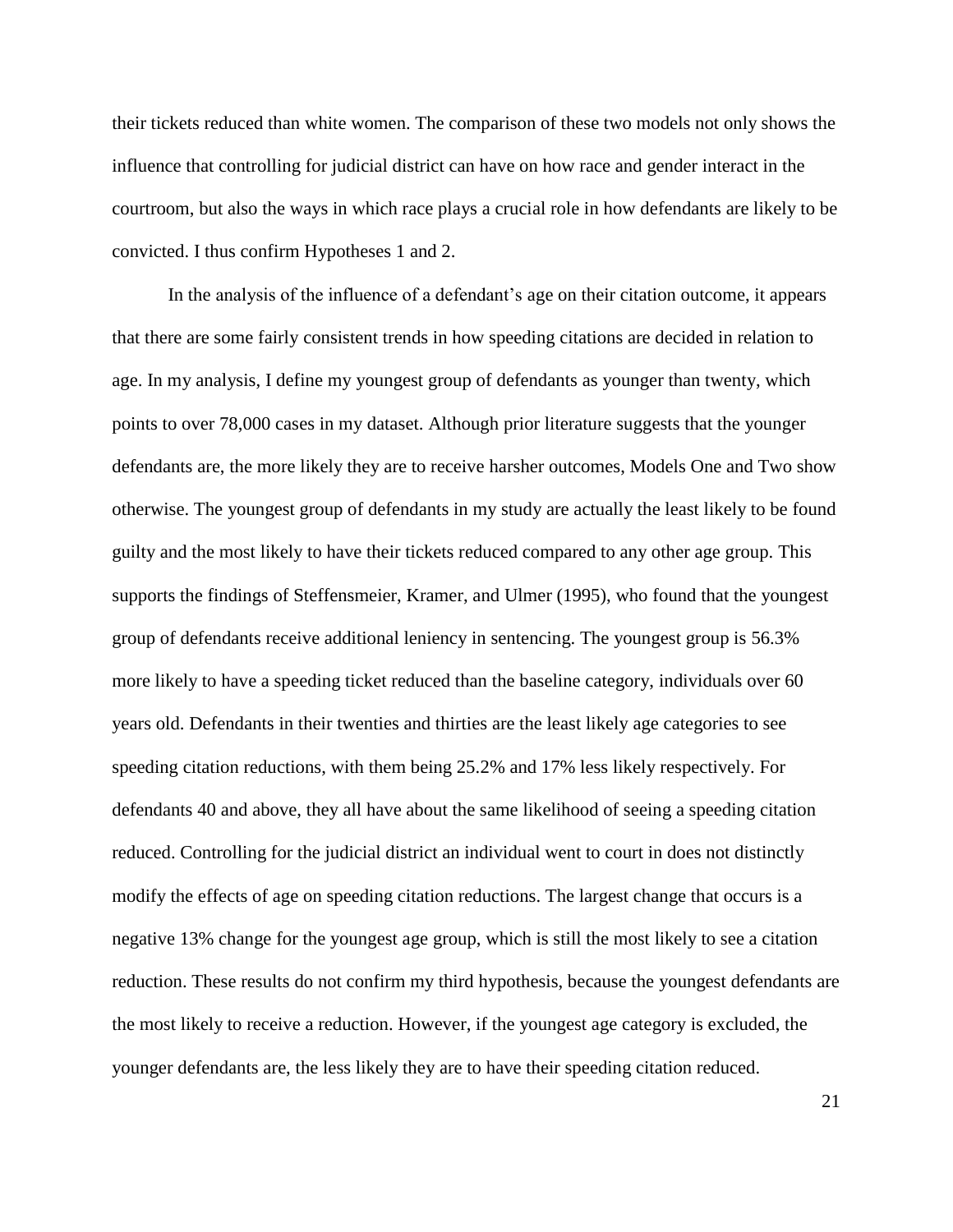their tickets reduced than white women. The comparison of these two models not only shows the influence that controlling for judicial district can have on how race and gender interact in the courtroom, but also the ways in which race plays a crucial role in how defendants are likely to be convicted. I thus confirm Hypotheses 1 and 2.

In the analysis of the influence of a defendant's age on their citation outcome, it appears that there are some fairly consistent trends in how speeding citations are decided in relation to age. In my analysis, I define my youngest group of defendants as younger than twenty, which points to over 78,000 cases in my dataset. Although prior literature suggests that the younger defendants are, the more likely they are to receive harsher outcomes, Models One and Two show otherwise. The youngest group of defendants in my study are actually the least likely to be found guilty and the most likely to have their tickets reduced compared to any other age group. This supports the findings of Steffensmeier, Kramer, and Ulmer (1995), who found that the youngest group of defendants receive additional leniency in sentencing. The youngest group is 56.3% more likely to have a speeding ticket reduced than the baseline category, individuals over 60 years old. Defendants in their twenties and thirties are the least likely age categories to see speeding citation reductions, with them being 25.2% and 17% less likely respectively. For defendants 40 and above, they all have about the same likelihood of seeing a speeding citation reduced. Controlling for the judicial district an individual went to court in does not distinctly modify the effects of age on speeding citation reductions. The largest change that occurs is a negative 13% change for the youngest age group, which is still the most likely to see a citation reduction. These results do not confirm my third hypothesis, because the youngest defendants are the most likely to receive a reduction. However, if the youngest age category is excluded, the younger defendants are, the less likely they are to have their speeding citation reduced.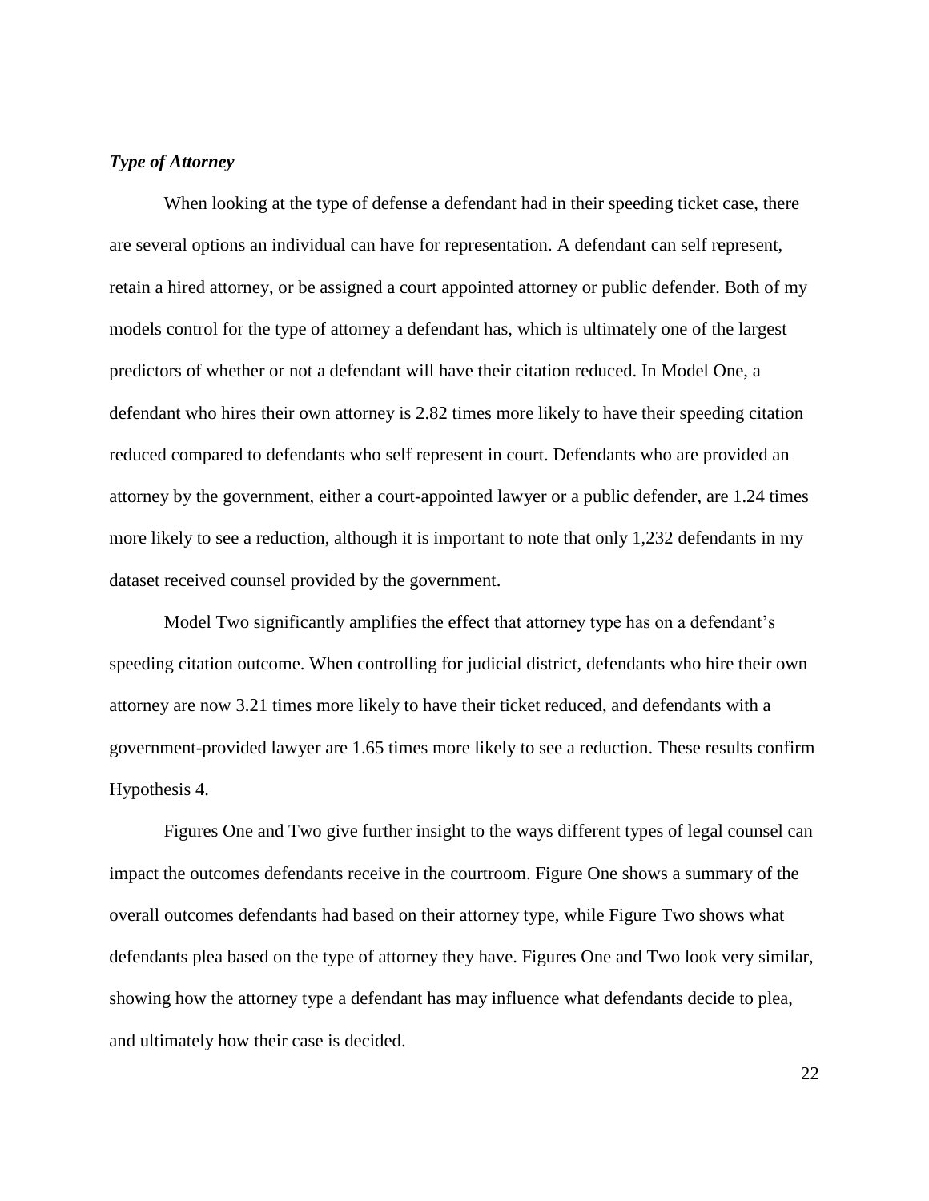### *Type of Attorney*

When looking at the type of defense a defendant had in their speeding ticket case, there are several options an individual can have for representation. A defendant can self represent, retain a hired attorney, or be assigned a court appointed attorney or public defender. Both of my models control for the type of attorney a defendant has, which is ultimately one of the largest predictors of whether or not a defendant will have their citation reduced. In Model One, a defendant who hires their own attorney is 2.82 times more likely to have their speeding citation reduced compared to defendants who self represent in court. Defendants who are provided an attorney by the government, either a court-appointed lawyer or a public defender, are 1.24 times more likely to see a reduction, although it is important to note that only 1,232 defendants in my dataset received counsel provided by the government.

Model Two significantly amplifies the effect that attorney type has on a defendant's speeding citation outcome. When controlling for judicial district, defendants who hire their own attorney are now 3.21 times more likely to have their ticket reduced, and defendants with a government-provided lawyer are 1.65 times more likely to see a reduction. These results confirm Hypothesis 4.

Figures One and Two give further insight to the ways different types of legal counsel can impact the outcomes defendants receive in the courtroom. Figure One shows a summary of the overall outcomes defendants had based on their attorney type, while Figure Two shows what defendants plea based on the type of attorney they have. Figures One and Two look very similar, showing how the attorney type a defendant has may influence what defendants decide to plea, and ultimately how their case is decided.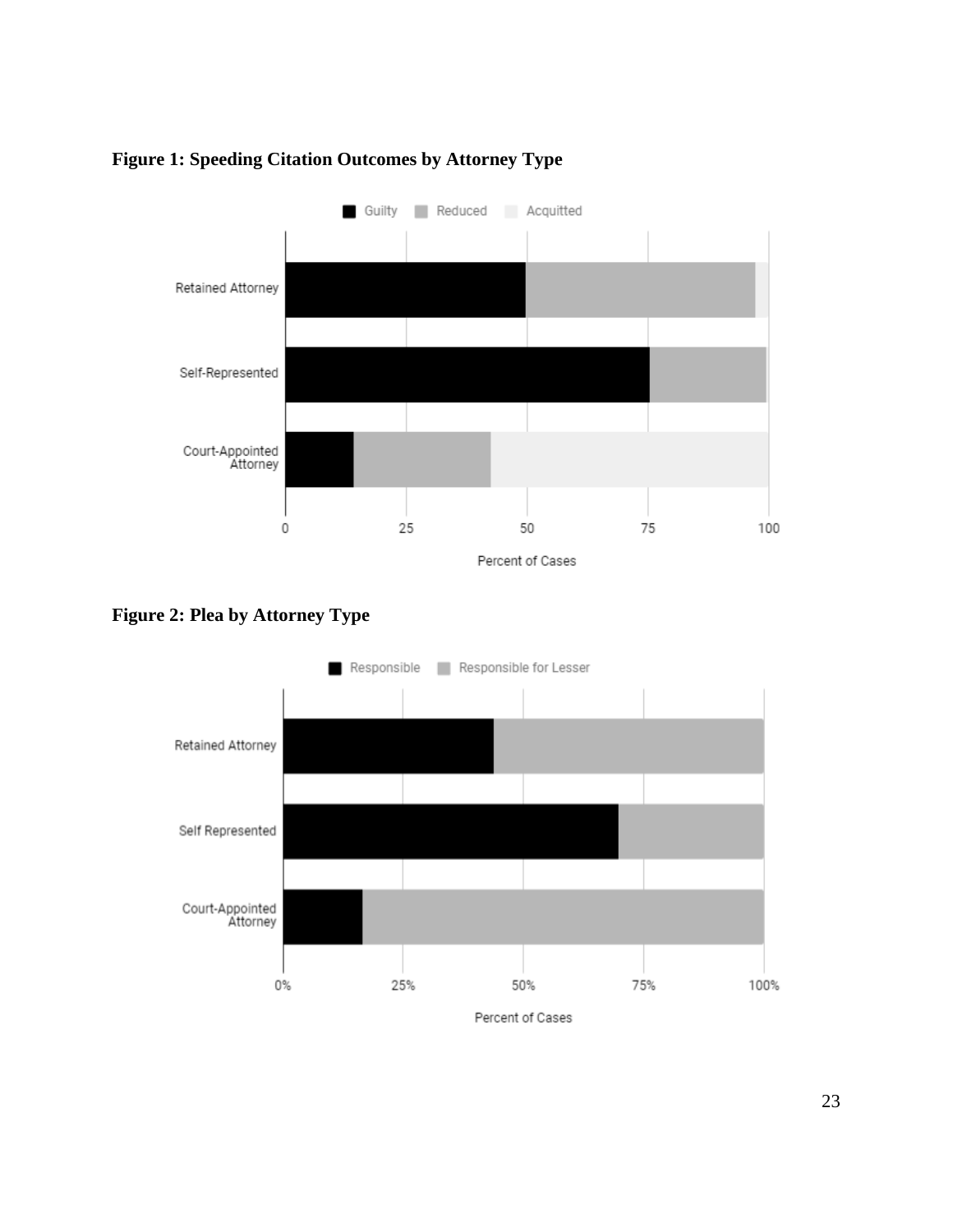**Figure 1: Speeding Citation Outcomes by Attorney Type**

**Figure 2: Plea by Attorney Type**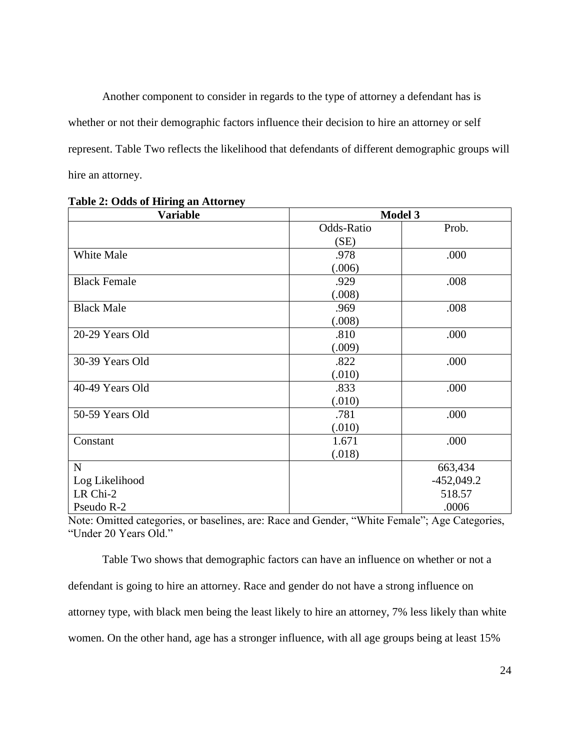Another component to consider in regards to the type of attorney a defendant has is whether or not their demographic factors influence their decision to hire an attorney or self represent. Table Two reflects the likelihood that defendants of different demographic groups will hire an attorney.

**Table 2: Odds of Hiring an Attorney**

| Variable | Model 3 | |
|---|---|---|
| | Odds-Ratio (SE) | Prob. |
| White Male | .978 (.006) | .000 |
| Black Female | .929 (.008) | .008 |
| Black Male | .969 (.008) | .008 |
| 20-29 Years Old | .810 (.009) | .000 |
| 30-39 Years Old | .822 (.010) | .000 |
| 40-49 Years Old | .833 (.010) | .000 |
| 50-59 Years Old | .781 (.010) | .000 |
| Constant | 1.671 (.018) | .000 |
| N | | 663,434 |
| Log Likelihood | | -452,049.2 |
| LR Chi-2 | | 518.57 |
| Pseudo R-2 | | .0006 |

Note: Omitted categories, or baselines, are: Race and Gender, "White Female"; Age Categories, "Under 20 Years Old."

Table Two shows that demographic factors can have an influence on whether or not a defendant is going to hire an attorney. Race and gender do not have a strong influence on attorney type, with black men being the least likely to hire an attorney, 7% less likely than white women. On the other hand, age has a stronger influence, with all age groups being at least 15%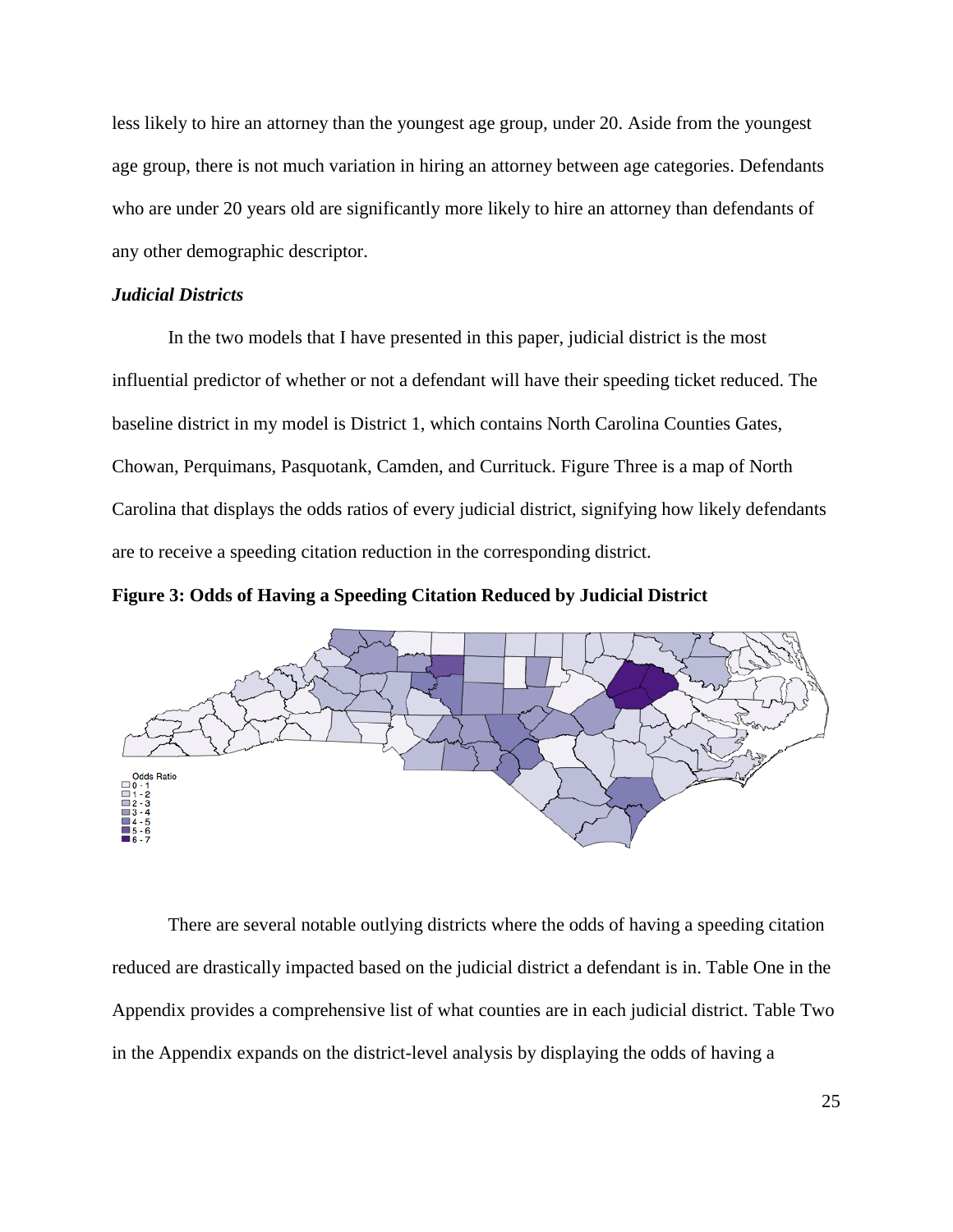less likely to hire an attorney than the youngest age group, under 20. Aside from the youngest age group, there is not much variation in hiring an attorney between age categories. Defendants who are under 20 years old are significantly more likely to hire an attorney than defendants of any other demographic descriptor.

### *Judicial Districts*

In the two models that I have presented in this paper, judicial district is the most influential predictor of whether or not a defendant will have their speeding ticket reduced. The baseline district in my model is District 1, which contains North Carolina Counties Gates, Chowan, Perquimans, Pasquotank, Camden, and Currituck. Figure Three is a map of North Carolina that displays the odds ratios of every judicial district, signifying how likely defendants are to receive a speeding citation reduction in the corresponding district.

**Figure 3: Odds of Having a Speeding Citation Reduced by Judicial District**

There are several notable outlying districts where the odds of having a speeding citation reduced are drastically impacted based on the judicial district a defendant is in. Table One in the Appendix provides a comprehensive list of what counties are in each judicial district. Table Two in the Appendix expands on the district-level analysis by displaying the odds of having a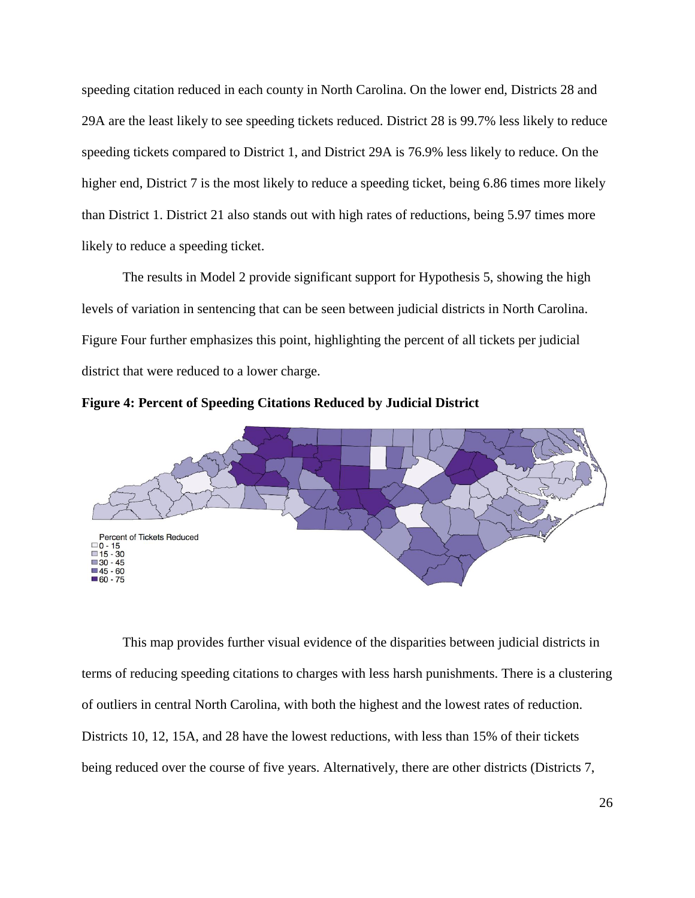speeding citation reduced in each county in North Carolina. On the lower end, Districts 28 and 29A are the least likely to see speeding tickets reduced. District 28 is 99.7% less likely to reduce speeding tickets compared to District 1, and District 29A is 76.9% less likely to reduce. On the higher end, District 7 is the most likely to reduce a speeding ticket, being 6.86 times more likely than District 1. District 21 also stands out with high rates of reductions, being 5.97 times more likely to reduce a speeding ticket.

The results in Model 2 provide significant support for Hypothesis 5, showing the high levels of variation in sentencing that can be seen between judicial districts in North Carolina. Figure Four further emphasizes this point, highlighting the percent of all tickets per judicial district that were reduced to a lower charge.

**Figure 4: Percent of Speeding Citations Reduced by Judicial District**

Percent of Tickets Reduced
- 0 - 15
- 15 - 30
- 30 - 45
- 45 - 60
- 60 - 75

This map provides further visual evidence of the disparities between judicial districts in terms of reducing speeding citations to charges with less harsh punishments. There is a clustering of outliers in central North Carolina, with both the highest and the lowest rates of reduction. Districts 10, 12, 15A, and 28 have the lowest reductions, with less than 15% of their tickets being reduced over the course of five years. Alternatively, there are other districts (Districts 7,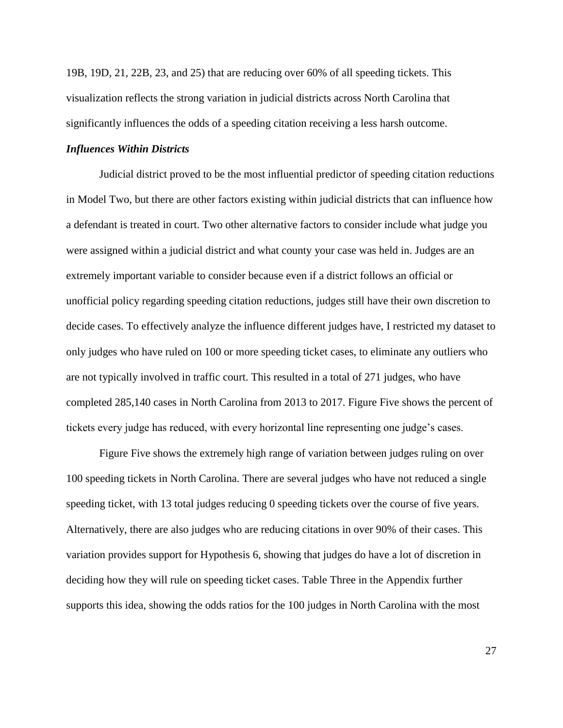19B, 19D, 21, 22B, 23, and 25) that are reducing over 60% of all speeding tickets. This visualization reflects the strong variation in judicial districts across North Carolina that significantly influences the odds of a speeding citation receiving a less harsh outcome.

### *Influences Within Districts*

Judicial district proved to be the most influential predictor of speeding citation reductions in Model Two, but there are other factors existing within judicial districts that can influence how a defendant is treated in court. Two other alternative factors to consider include what judge you were assigned within a judicial district and what county your case was held in. Judges are an extremely important variable to consider because even if a district follows an official or unofficial policy regarding speeding citation reductions, judges still have their own discretion to decide cases. To effectively analyze the influence different judges have, I restricted my dataset to only judges who have ruled on 100 or more speeding ticket cases, to eliminate any outliers who are not typically involved in traffic court. This resulted in a total of 271 judges, who have completed 285,140 cases in North Carolina from 2013 to 2017. Figure Five shows the percent of tickets every judge has reduced, with every horizontal line representing one judge's cases.

Figure Five shows the extremely high range of variation between judges ruling on over 100 speeding tickets in North Carolina. There are several judges who have not reduced a single speeding ticket, with 13 total judges reducing 0 speeding tickets over the course of five years. Alternatively, there are also judges who are reducing citations in over 90% of their cases. This variation provides support for Hypothesis 6, showing that judges do have a lot of discretion in deciding how they will rule on speeding ticket cases. Table Three in the Appendix further supports this idea, showing the odds ratios for the 100 judges in North Carolina with the most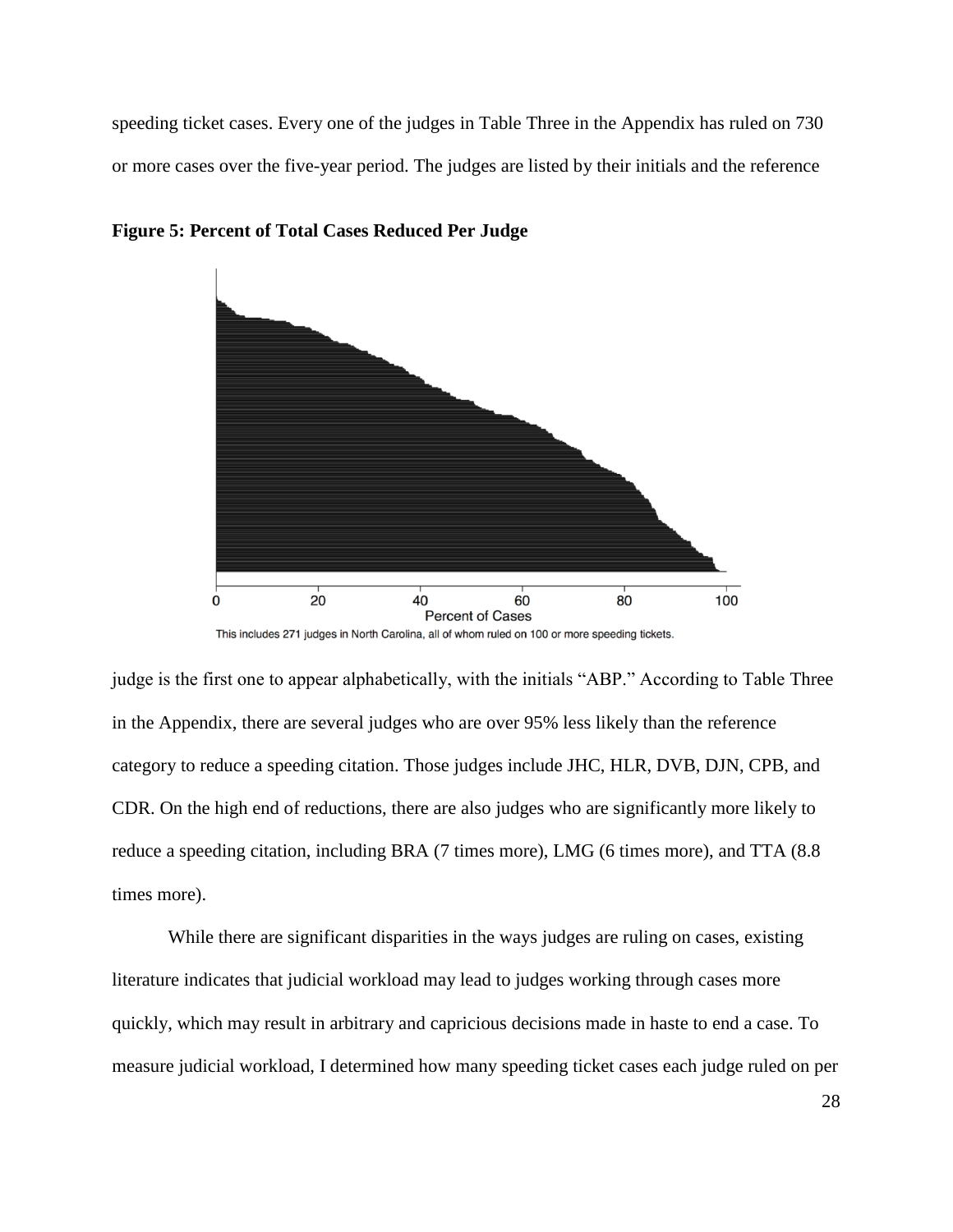speeding ticket cases. Every one of the judges in Table Three in the Appendix has ruled on 730 or more cases over the five-year period. The judges are listed by their initials and the reference

**Figure 5: Percent of Total Cases Reduced Per Judge**

This includes 271 judges in North Carolina, all of whom ruled on 100 or more speeding tickets.

judge is the first one to appear alphabetically, with the initials "ABP." According to Table Three in the Appendix, there are several judges who are over 95% less likely than the reference category to reduce a speeding citation. Those judges include JHC, HLR, DVB, DJN, CPB, and CDR. On the high end of reductions, there are also judges who are significantly more likely to reduce a speeding citation, including BRA (7 times more), LMG (6 times more), and TTA (8.8 times more).

While there are significant disparities in the ways judges are ruling on cases, existing literature indicates that judicial workload may lead to judges working through cases more quickly, which may result in arbitrary and capricious decisions made in haste to end a case. To measure judicial workload, I determined how many speeding ticket cases each judge ruled on per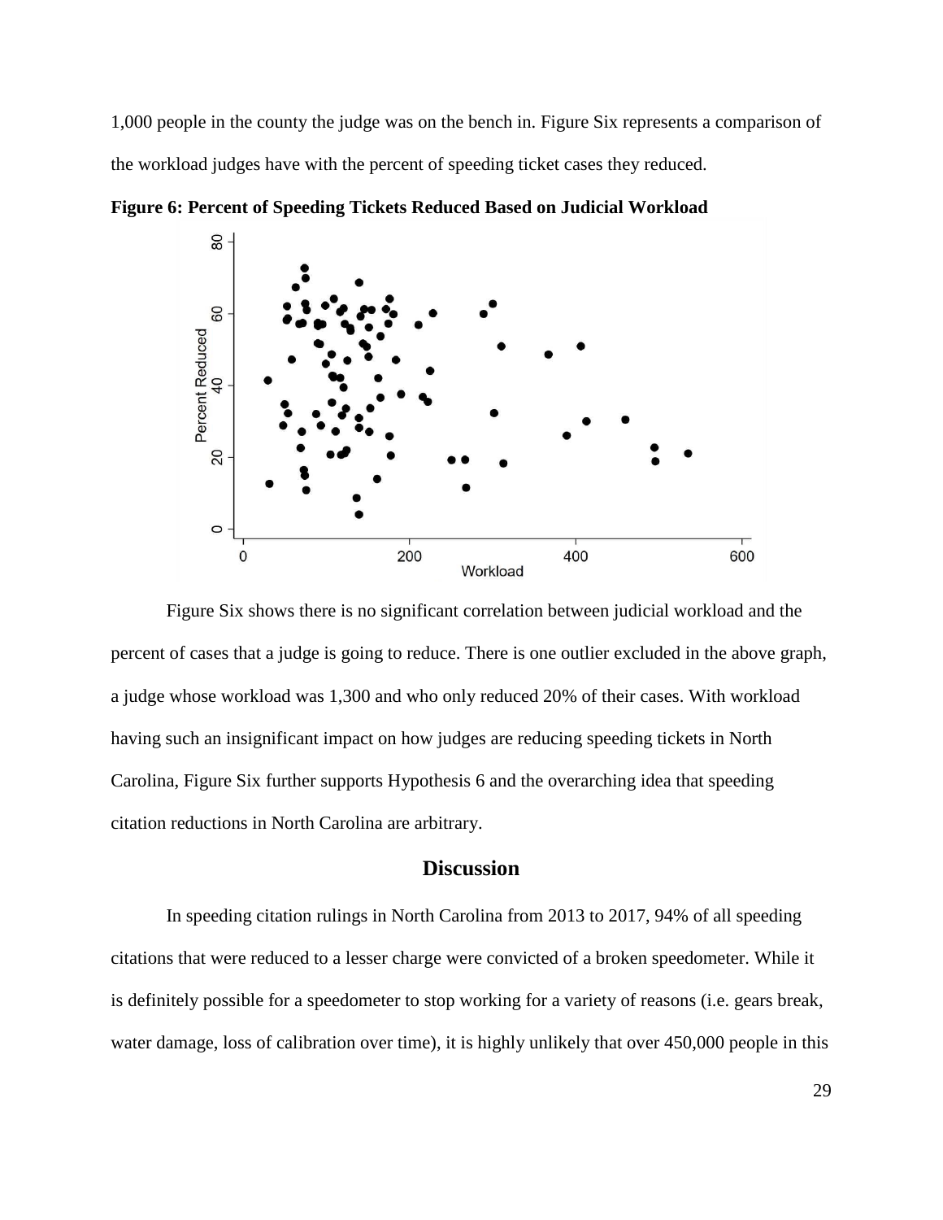1,000 people in the county the judge was on the bench in. Figure Six represents a comparison of the workload judges have with the percent of speeding ticket cases they reduced.

**Figure 6: Percent of Speeding Tickets Reduced Based on Judicial Workload**

Figure Six shows there is no significant correlation between judicial workload and the percent of cases that a judge is going to reduce. There is one outlier excluded in the above graph, a judge whose workload was 1,300 and who only reduced 20% of their cases. With workload having such an insignificant impact on how judges are reducing speeding tickets in North Carolina, Figure Six further supports Hypothesis 6 and the overarching idea that speeding citation reductions in North Carolina are arbitrary.

## Discussion

In speeding citation rulings in North Carolina from 2013 to 2017, 94% of all speeding citations that were reduced to a lesser charge were convicted of a broken speedometer. While it is definitely possible for a speedometer to stop working for a variety of reasons (i.e. gears break, water damage, loss of calibration over time), it is highly unlikely that over 450,000 people in this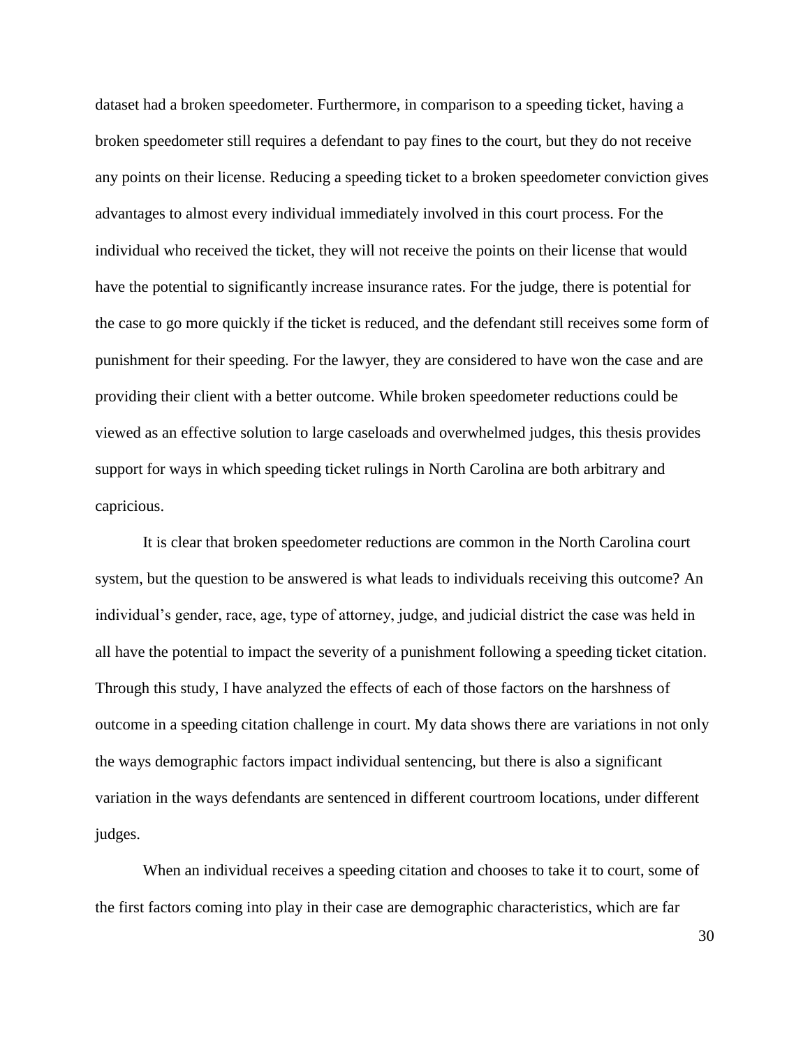dataset had a broken speedometer. Furthermore, in comparison to a speeding ticket, having a broken speedometer still requires a defendant to pay fines to the court, but they do not receive any points on their license. Reducing a speeding ticket to a broken speedometer conviction gives advantages to almost every individual immediately involved in this court process. For the individual who received the ticket, they will not receive the points on their license that would have the potential to significantly increase insurance rates. For the judge, there is potential for the case to go more quickly if the ticket is reduced, and the defendant still receives some form of punishment for their speeding. For the lawyer, they are considered to have won the case and are providing their client with a better outcome. While broken speedometer reductions could be viewed as an effective solution to large caseloads and overwhelmed judges, this thesis provides support for ways in which speeding ticket rulings in North Carolina are both arbitrary and capricious.

It is clear that broken speedometer reductions are common in the North Carolina court system, but the question to be answered is what leads to individuals receiving this outcome? An individual's gender, race, age, type of attorney, judge, and judicial district the case was held in all have the potential to impact the severity of a punishment following a speeding ticket citation. Through this study, I have analyzed the effects of each of those factors on the harshness of outcome in a speeding citation challenge in court. My data shows there are variations in not only the ways demographic factors impact individual sentencing, but there is also a significant variation in the ways defendants are sentenced in different courtroom locations, under different judges.

When an individual receives a speeding citation and chooses to take it to court, some of the first factors coming into play in their case are demographic characteristics, which are far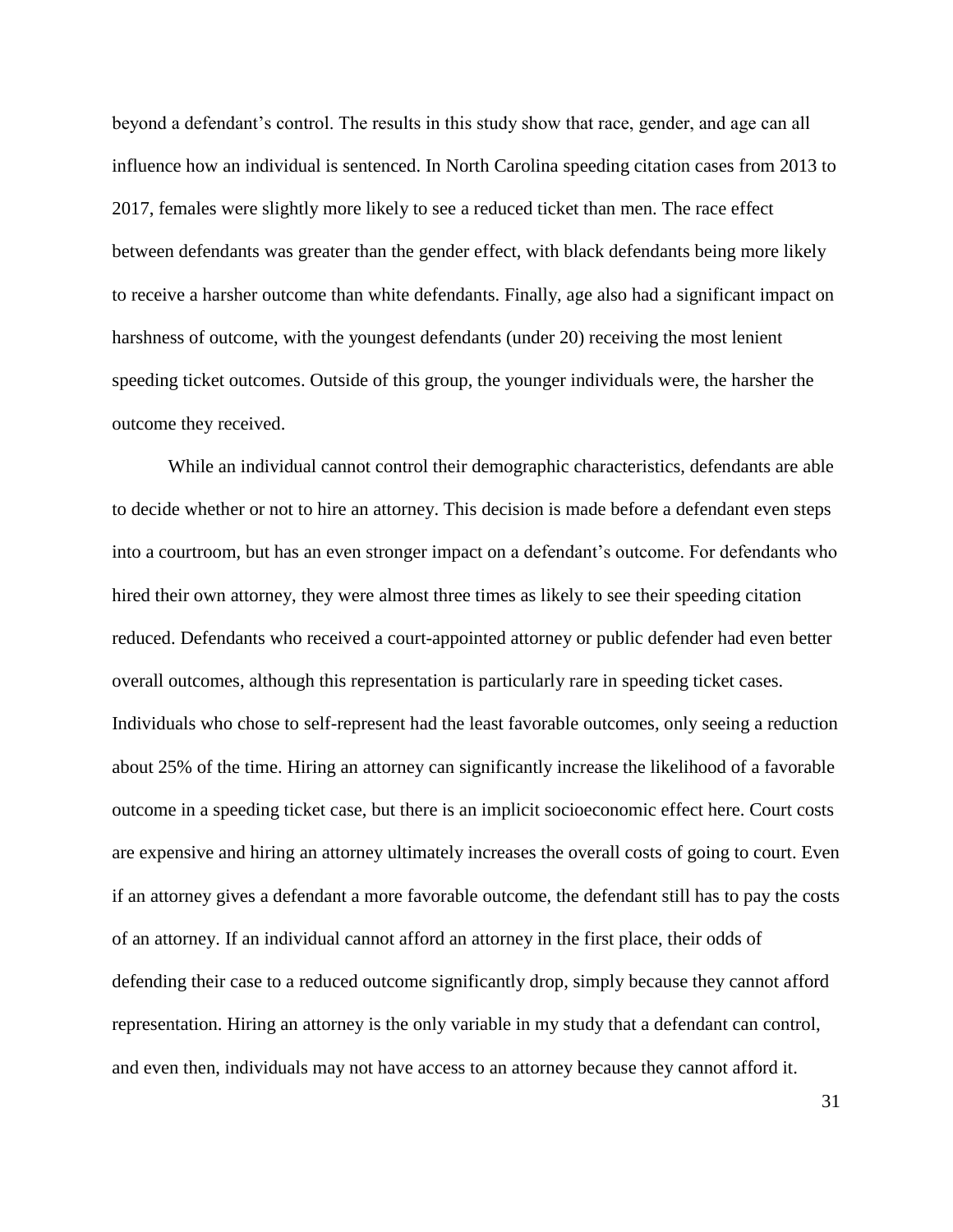beyond a defendant's control. The results in this study show that race, gender, and age can all influence how an individual is sentenced. In North Carolina speeding citation cases from 2013 to 2017, females were slightly more likely to see a reduced ticket than men. The race effect between defendants was greater than the gender effect, with black defendants being more likely to receive a harsher outcome than white defendants. Finally, age also had a significant impact on harshness of outcome, with the youngest defendants (under 20) receiving the most lenient speeding ticket outcomes. Outside of this group, the younger individuals were, the harsher the outcome they received.

While an individual cannot control their demographic characteristics, defendants are able to decide whether or not to hire an attorney. This decision is made before a defendant even steps into a courtroom, but has an even stronger impact on a defendant's outcome. For defendants who hired their own attorney, they were almost three times as likely to see their speeding citation reduced. Defendants who received a court-appointed attorney or public defender had even better overall outcomes, although this representation is particularly rare in speeding ticket cases. Individuals who chose to self-represent had the least favorable outcomes, only seeing a reduction about 25% of the time. Hiring an attorney can significantly increase the likelihood of a favorable outcome in a speeding ticket case, but there is an implicit socioeconomic effect here. Court costs are expensive and hiring an attorney ultimately increases the overall costs of going to court. Even if an attorney gives a defendant a more favorable outcome, the defendant still has to pay the costs of an attorney. If an individual cannot afford an attorney in the first place, their odds of defending their case to a reduced outcome significantly drop, simply because they cannot afford representation. Hiring an attorney is the only variable in my study that a defendant can control, and even then, individuals may not have access to an attorney because they cannot afford it.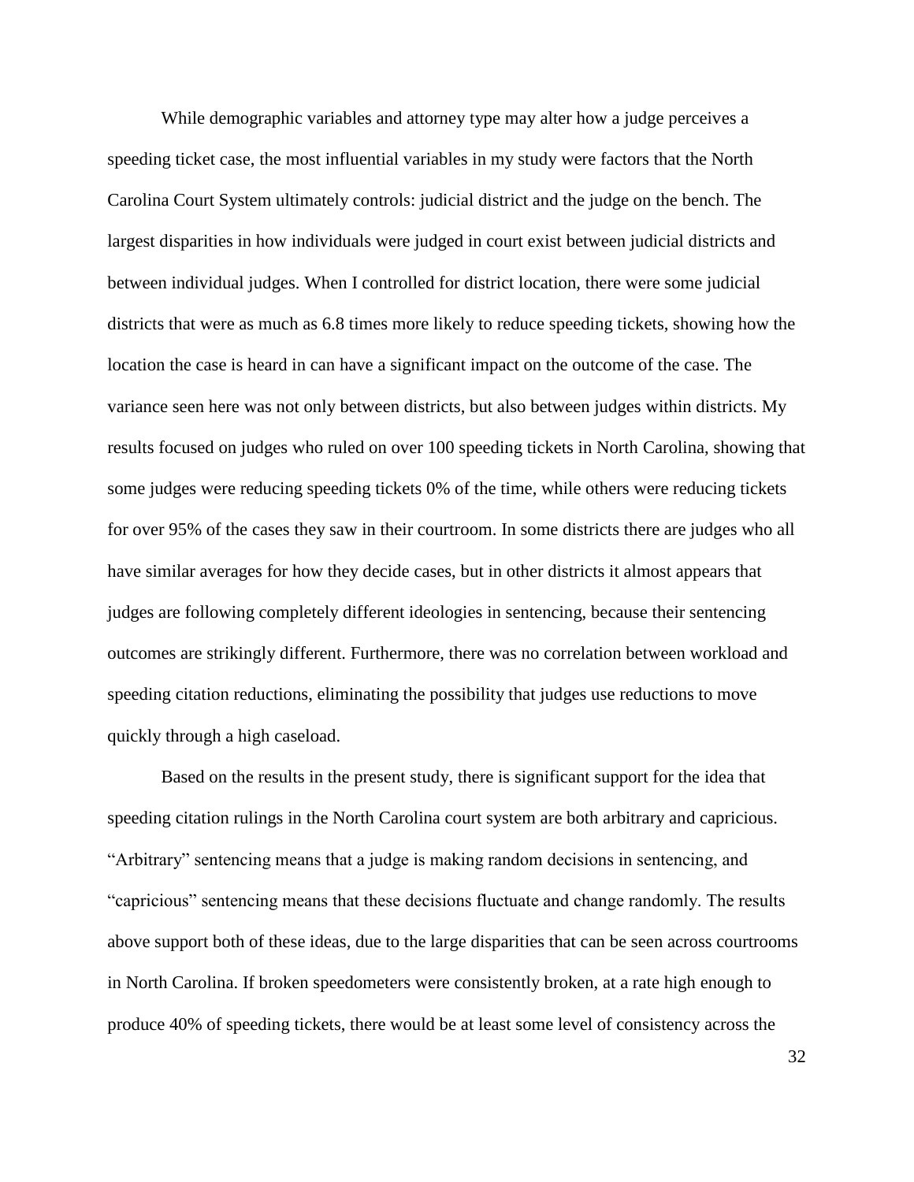While demographic variables and attorney type may alter how a judge perceives a speeding ticket case, the most influential variables in my study were factors that the North Carolina Court System ultimately controls: judicial district and the judge on the bench. The largest disparities in how individuals were judged in court exist between judicial districts and between individual judges. When I controlled for district location, there were some judicial districts that were as much as 6.8 times more likely to reduce speeding tickets, showing how the location the case is heard in can have a significant impact on the outcome of the case. The variance seen here was not only between districts, but also between judges within districts. My results focused on judges who ruled on over 100 speeding tickets in North Carolina, showing that some judges were reducing speeding tickets 0% of the time, while others were reducing tickets for over 95% of the cases they saw in their courtroom. In some districts there are judges who all have similar averages for how they decide cases, but in other districts it almost appears that judges are following completely different ideologies in sentencing, because their sentencing outcomes are strikingly different. Furthermore, there was no correlation between workload and speeding citation reductions, eliminating the possibility that judges use reductions to move quickly through a high caseload.

Based on the results in the present study, there is significant support for the idea that speeding citation rulings in the North Carolina court system are both arbitrary and capricious. "Arbitrary" sentencing means that a judge is making random decisions in sentencing, and "capricious" sentencing means that these decisions fluctuate and change randomly. The results above support both of these ideas, due to the large disparities that can be seen across courtrooms in North Carolina. If broken speedometers were consistently broken, at a rate high enough to produce 40% of speeding tickets, there would be at least some level of consistency across the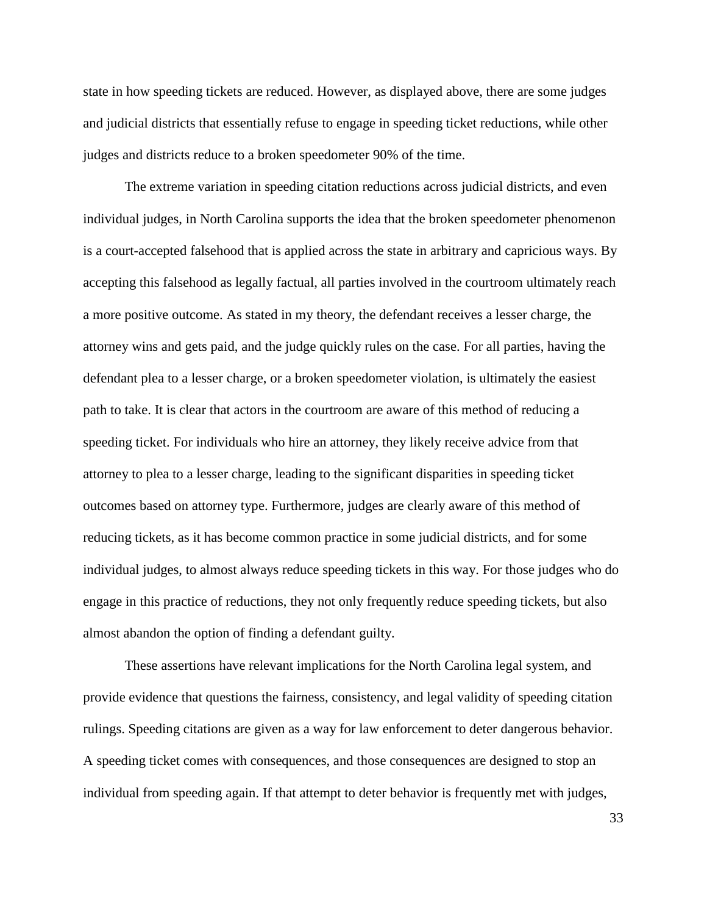state in how speeding tickets are reduced. However, as displayed above, there are some judges and judicial districts that essentially refuse to engage in speeding ticket reductions, while other judges and districts reduce to a broken speedometer 90% of the time.

The extreme variation in speeding citation reductions across judicial districts, and even individual judges, in North Carolina supports the idea that the broken speedometer phenomenon is a court-accepted falsehood that is applied across the state in arbitrary and capricious ways. By accepting this falsehood as legally factual, all parties involved in the courtroom ultimately reach a more positive outcome. As stated in my theory, the defendant receives a lesser charge, the attorney wins and gets paid, and the judge quickly rules on the case. For all parties, having the defendant plea to a lesser charge, or a broken speedometer violation, is ultimately the easiest path to take. It is clear that actors in the courtroom are aware of this method of reducing a speeding ticket. For individuals who hire an attorney, they likely receive advice from that attorney to plea to a lesser charge, leading to the significant disparities in speeding ticket outcomes based on attorney type. Furthermore, judges are clearly aware of this method of reducing tickets, as it has become common practice in some judicial districts, and for some individual judges, to almost always reduce speeding tickets in this way. For those judges who do engage in this practice of reductions, they not only frequently reduce speeding tickets, but also almost abandon the option of finding a defendant guilty.

These assertions have relevant implications for the North Carolina legal system, and provide evidence that questions the fairness, consistency, and legal validity of speeding citation rulings. Speeding citations are given as a way for law enforcement to deter dangerous behavior. A speeding ticket comes with consequences, and those consequences are designed to stop an individual from speeding again. If that attempt to deter behavior is frequently met with judges,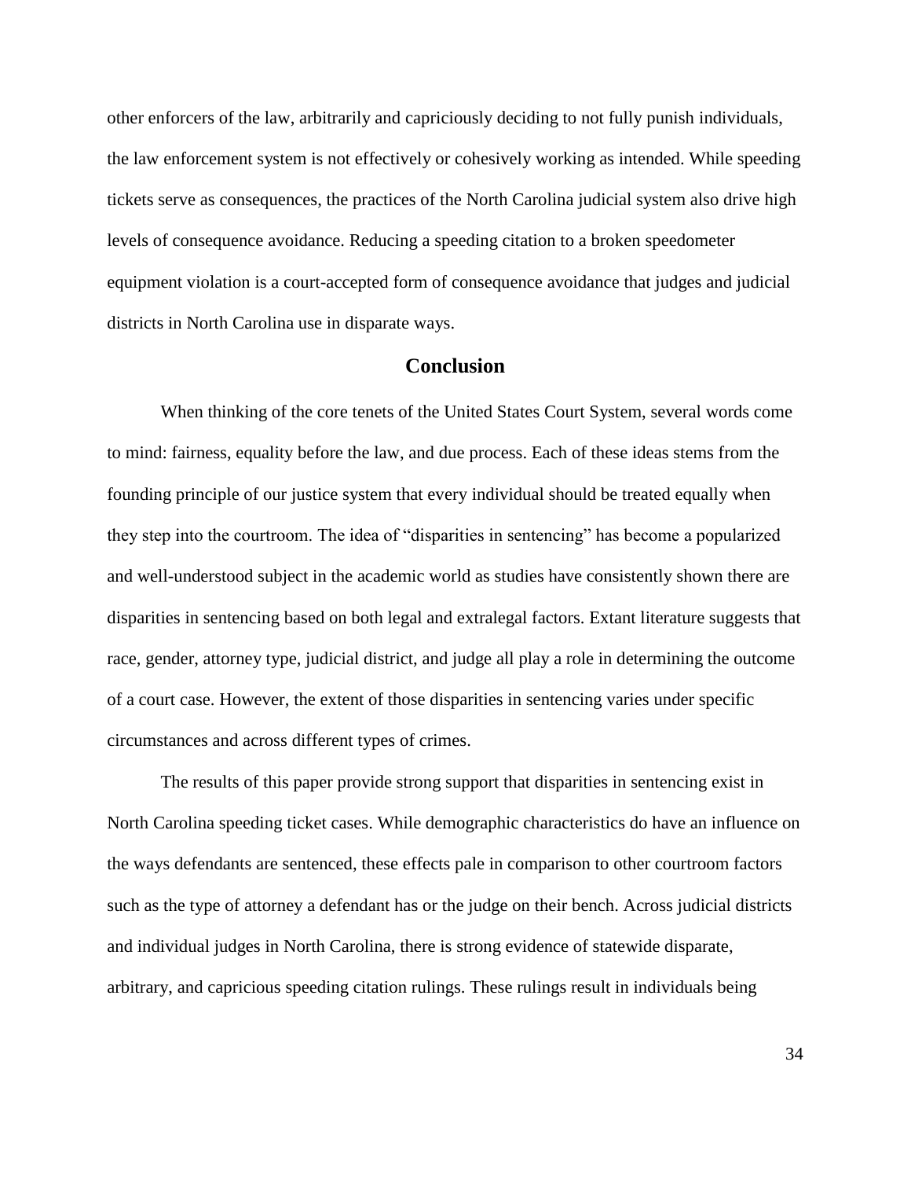other enforcers of the law, arbitrarily and capriciously deciding to not fully punish individuals, the law enforcement system is not effectively or cohesively working as intended. While speeding tickets serve as consequences, the practices of the North Carolina judicial system also drive high levels of consequence avoidance. Reducing a speeding citation to a broken speedometer equipment violation is a court-accepted form of consequence avoidance that judges and judicial districts in North Carolina use in disparate ways.

## Conclusion

When thinking of the core tenets of the United States Court System, several words come to mind: fairness, equality before the law, and due process. Each of these ideas stems from the founding principle of our justice system that every individual should be treated equally when they step into the courtroom. The idea of "disparities in sentencing" has become a popularized and well-understood subject in the academic world as studies have consistently shown there are disparities in sentencing based on both legal and extralegal factors. Extant literature suggests that race, gender, attorney type, judicial district, and judge all play a role in determining the outcome of a court case. However, the extent of those disparities in sentencing varies under specific circumstances and across different types of crimes.

The results of this paper provide strong support that disparities in sentencing exist in North Carolina speeding ticket cases. While demographic characteristics do have an influence on the ways defendants are sentenced, these effects pale in comparison to other courtroom factors such as the type of attorney a defendant has or the judge on their bench. Across judicial districts and individual judges in North Carolina, there is strong evidence of statewide disparate, arbitrary, and capricious speeding citation rulings. These rulings result in individuals being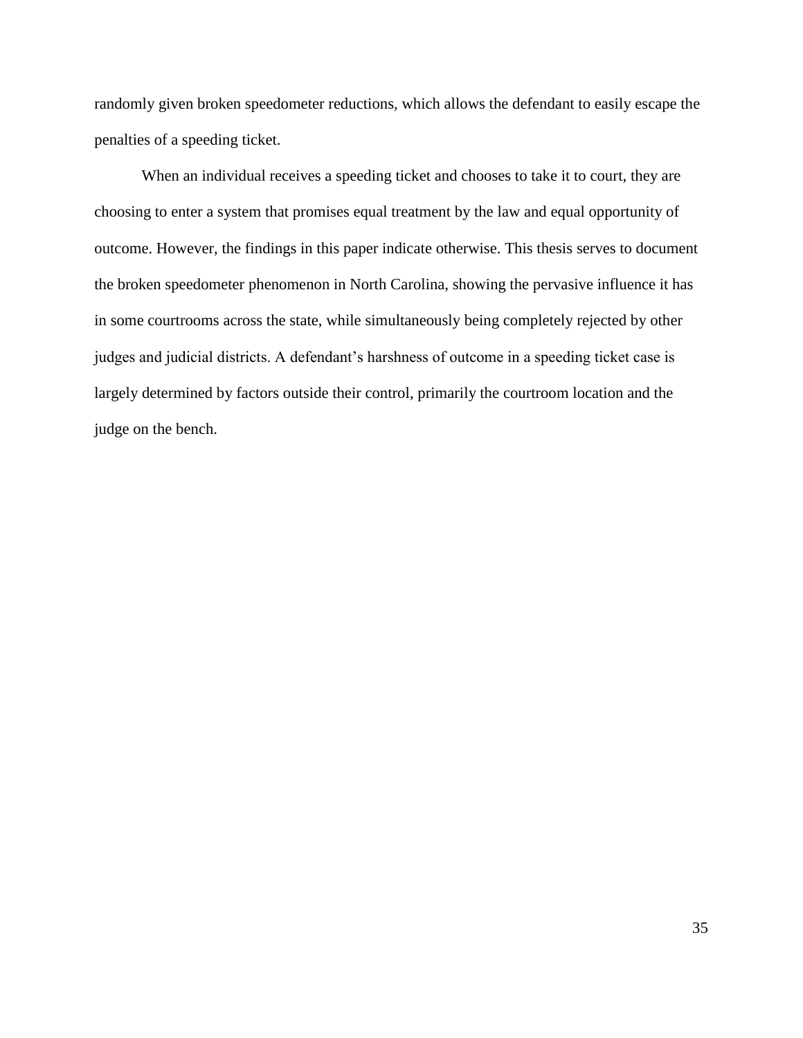randomly given broken speedometer reductions, which allows the defendant to easily escape the penalties of a speeding ticket.

When an individual receives a speeding ticket and chooses to take it to court, they are choosing to enter a system that promises equal treatment by the law and equal opportunity of outcome. However, the findings in this paper indicate otherwise. This thesis serves to document the broken speedometer phenomenon in North Carolina, showing the pervasive influence it has in some courtrooms across the state, while simultaneously being completely rejected by other judges and judicial districts. A defendant's harshness of outcome in a speeding ticket case is largely determined by factors outside their control, primarily the courtroom location and the judge on the bench.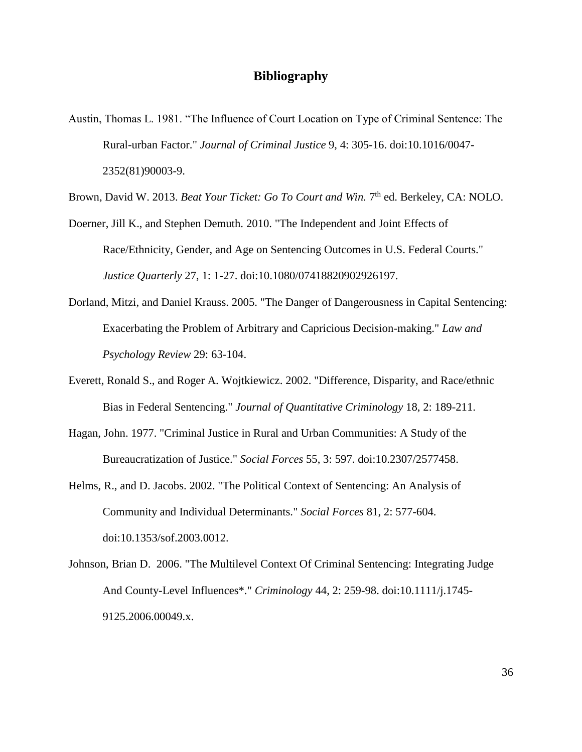# Bibliography

Austin, Thomas L. 1981. “The Influence of Court Location on Type of Criminal Sentence: The Rural-urban Factor." *Journal of Criminal Justice* 9, 4: 305-16. doi:10.1016/0047-2352(81)90003-9.

Brown, David W. 2013. *Beat Your Ticket: Go To Court and Win.* 7th ed. Berkeley, CA: NOLO.

Doerner, Jill K., and Stephen Demuth. 2010. "The Independent and Joint Effects of Race/Ethnicity, Gender, and Age on Sentencing Outcomes in U.S. Federal Courts." *Justice Quarterly* 27, 1: 1-27. doi:10.1080/07418820902926197.

Dorland, Mitzi, and Daniel Krauss. 2005. "The Danger of Dangerousness in Capital Sentencing: Exacerbating the Problem of Arbitrary and Capricious Decision-making." *Law and Psychology Review* 29: 63-104.

Everett, Ronald S., and Roger A. Wojtkiewicz. 2002. "Difference, Disparity, and Race/ethnic Bias in Federal Sentencing." *Journal of Quantitative Criminology* 18, 2: 189-211.

Hagan, John. 1977. "Criminal Justice in Rural and Urban Communities: A Study of the Bureaucratization of Justice." *Social Forces* 55, 3: 597. doi:10.2307/2577458.

Helms, R., and D. Jacobs. 2002. "The Political Context of Sentencing: An Analysis of Community and Individual Determinants." *Social Forces* 81, 2: 577-604. doi:10.1353/sof.2003.0012.

Johnson, Brian D. 2006. "The Multilevel Context Of Criminal Sentencing: Integrating Judge And County-Level Influences*." *Criminology* 44, 2: 259-98. doi:10.1111/j.1745-9125.2006.00049.x.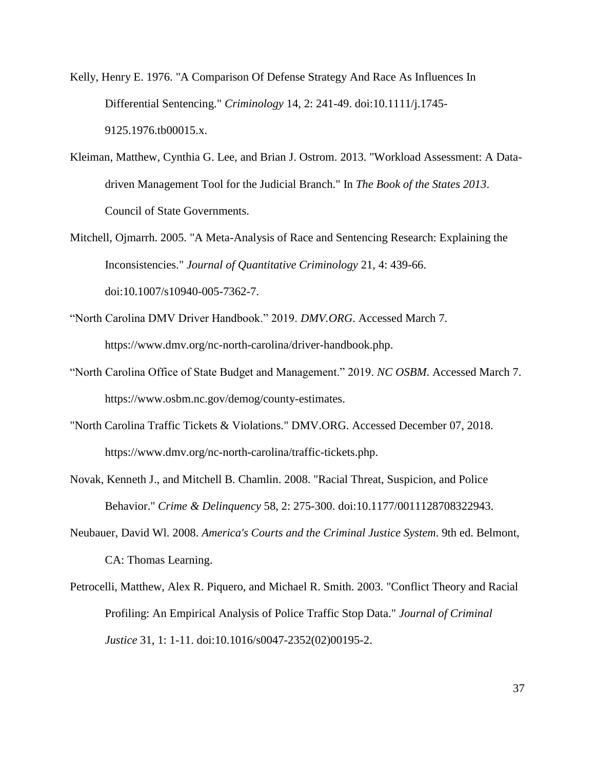Kelly, Henry E. 1976. "A Comparison Of Defense Strategy And Race As Influences In Differential Sentencing." *Criminology* 14, 2: 241-49. doi:10.1111/j.1745-9125.1976.tb00015.x.

Kleiman, Matthew, Cynthia G. Lee, and Brian J. Ostrom. 2013. "Workload Assessment: A Data-driven Management Tool for the Judicial Branch." In *The Book of the States 2013*. Council of State Governments.

Mitchell, Ojmarrh. 2005. "A Meta-Analysis of Race and Sentencing Research: Explaining the Inconsistencies." *Journal of Quantitative Criminology* 21, 4: 439-66. doi:10.1007/s10940-005-7362-7.

"North Carolina DMV Driver Handbook." 2019. *DMV.ORG*. Accessed March 7. https://www.dmv.org/nc-north-carolina/driver-handbook.php.

"North Carolina Office of State Budget and Management." 2019. *NC OSBM*. Accessed March 7. https://www.osbm.nc.gov/demog/county-estimates.

"North Carolina Traffic Tickets & Violations." DMV.ORG. Accessed December 07, 2018. https://www.dmv.org/nc-north-carolina/traffic-tickets.php.

Novak, Kenneth J., and Mitchell B. Chamlin. 2008. "Racial Threat, Suspicion, and Police Behavior." *Crime & Delinquency* 58, 2: 275-300. doi:10.1177/0011128708322943.

Neubauer, David Wl. 2008. *America's Courts and the Criminal Justice System*. 9th ed. Belmont, CA: Thomas Learning.

Petrocelli, Matthew, Alex R. Piquero, and Michael R. Smith. 2003. "Conflict Theory and Racial Profiling: An Empirical Analysis of Police Traffic Stop Data." *Journal of Criminal Justice* 31, 1: 1-11. doi:10.1016/s0047-2352(02)00195-2.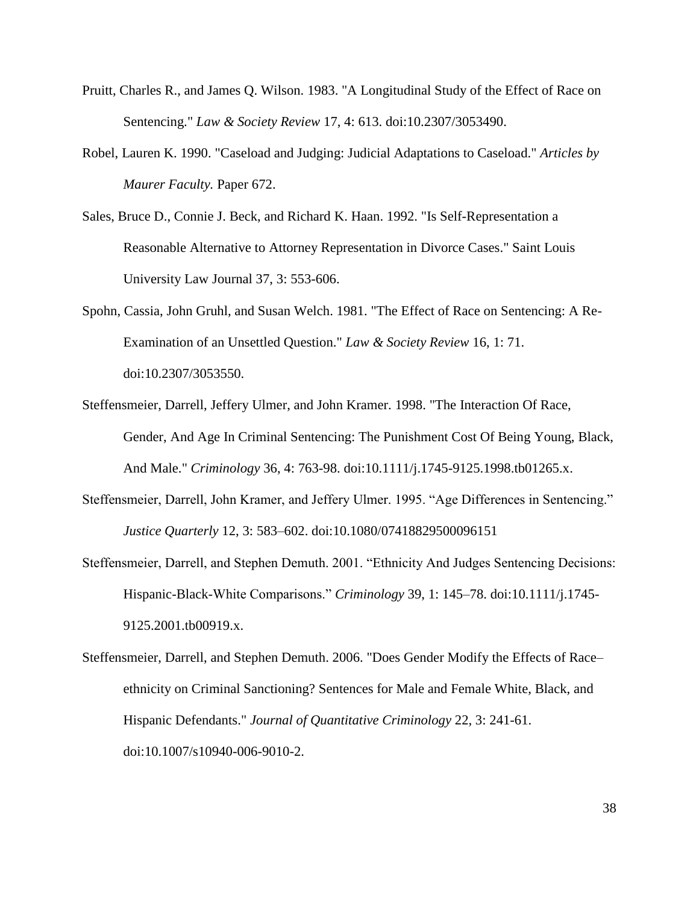Pruitt, Charles R., and James Q. Wilson. 1983. "A Longitudinal Study of the Effect of Race on Sentencing." *Law & Society Review* 17, 4: 613. doi:10.2307/3053490.

Robel, Lauren K. 1990. "Caseload and Judging: Judicial Adaptations to Caseload." *Articles by Maurer Faculty.* Paper 672.

Sales, Bruce D., Connie J. Beck, and Richard K. Haan. 1992. "Is Self-Representation a Reasonable Alternative to Attorney Representation in Divorce Cases." Saint Louis University Law Journal 37, 3: 553-606.

Spohn, Cassia, John Gruhl, and Susan Welch. 1981. "The Effect of Race on Sentencing: A Re-Examination of an Unsettled Question." *Law & Society Review* 16, 1: 71. doi:10.2307/3053550.

Steffensmeier, Darrell, Jeffery Ulmer, and John Kramer. 1998. "The Interaction Of Race, Gender, And Age In Criminal Sentencing: The Punishment Cost Of Being Young, Black, And Male." *Criminology* 36, 4: 763-98. doi:10.1111/j.1745-9125.1998.tb01265.x.

Steffensmeier, Darrell, John Kramer, and Jeffery Ulmer. 1995. "Age Differences in Sentencing." *Justice Quarterly* 12, 3: 583–602. doi:10.1080/07418829500096151

Steffensmeier, Darrell, and Stephen Demuth. 2001. "Ethnicity And Judges Sentencing Decisions: Hispanic-Black-White Comparisons." *Criminology* 39, 1: 145–78. doi:10.1111/j.1745-9125.2001.tb00919.x.

Steffensmeier, Darrell, and Stephen Demuth. 2006. "Does Gender Modify the Effects of Race–ethnicity on Criminal Sanctioning? Sentences for Male and Female White, Black, and Hispanic Defendants." *Journal of Quantitative Criminology* 22, 3: 241-61. doi:10.1007/s10940-006-9010-2.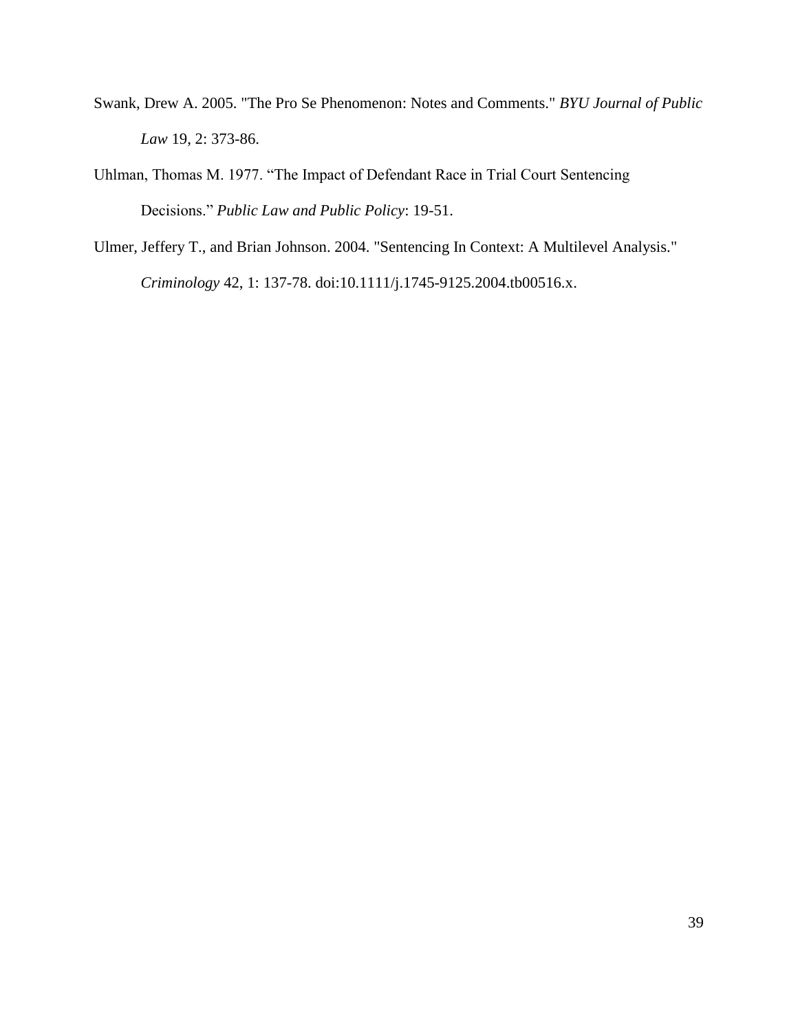Swank, Drew A. 2005. "The Pro Se Phenomenon: Notes and Comments." *BYU Journal of Public Law* 19, 2: 373-86.

Uhlman, Thomas M. 1977. "The Impact of Defendant Race in Trial Court Sentencing Decisions." *Public Law and Public Policy*: 19-51.

Ulmer, Jeffery T., and Brian Johnson. 2004. "Sentencing In Context: A Multilevel Analysis." *Criminology* 42, 1: 137-78. doi:10.1111/j.1745-9125.2004.tb00516.x.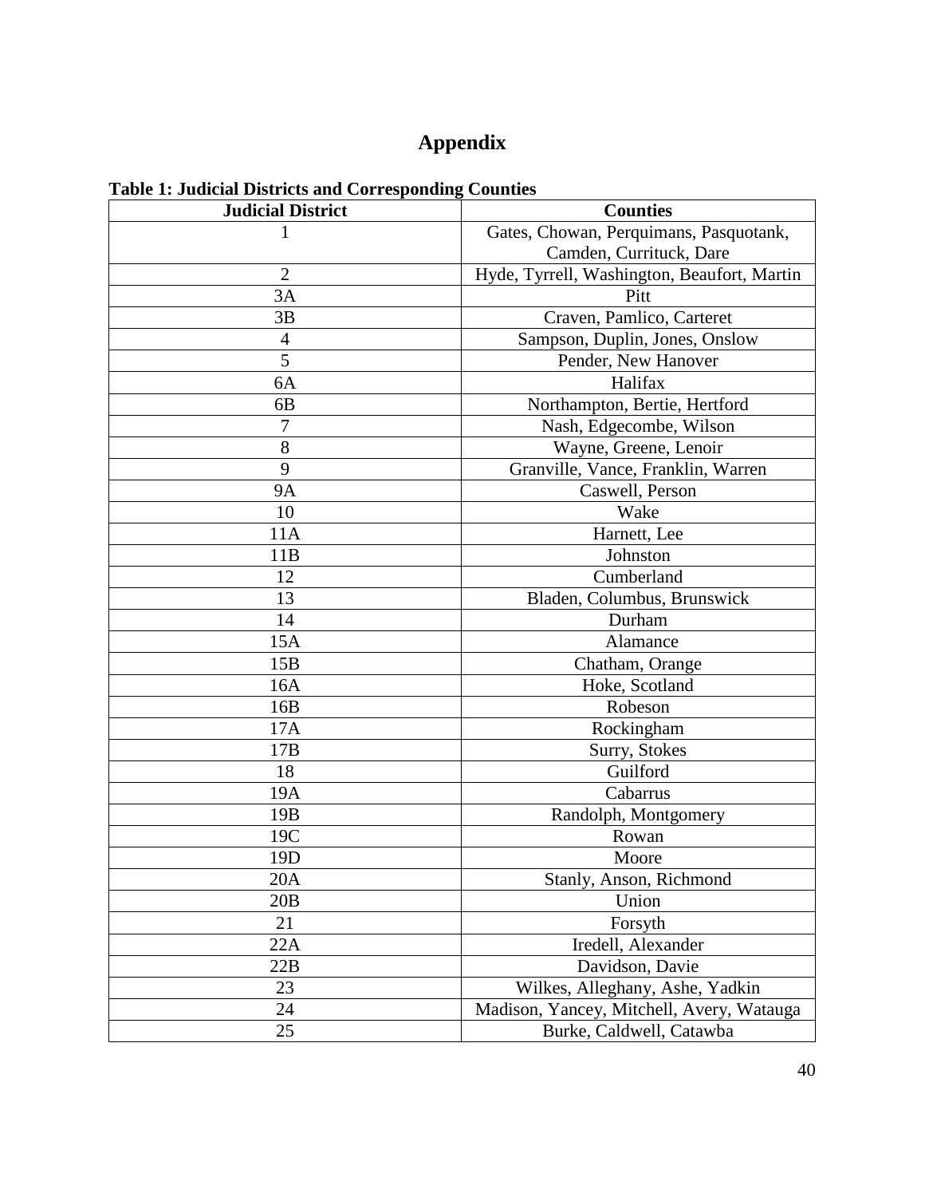# Appendix

**Table 1: Judicial Districts and Corresponding Counties**

| Judicial District | Counties |
|---|---|
| 1 | Gates, Chowan, Perquimans, Pasquotank, Camden, Currituck, Dare |
| 2 | Hyde, Tyrrell, Washington, Beaufort, Martin |
| 3A | Pitt |
| 3B | Craven, Pamlico, Carteret |
| 4 | Sampson, Duplin, Jones, Onslow |
| 5 | Pender, New Hanover |
| 6A | Halifax |
| 6B | Northampton, Bertie, Hertford |
| 7 | Nash, Edgecombe, Wilson |
| 8 | Wayne, Greene, Lenoir |
| 9 | Granville, Vance, Franklin, Warren |
| 9A | Caswell, Person |
| 10 | Wake |
| 11A | Harnett, Lee |
| 11B | Johnston |
| 12 | Cumberland |
| 13 | Bladen, Columbus, Brunswick |
| 14 | Durham |
| 15A | Alamance |
| 15B | Chatham, Orange |
| 16A | Hoke, Scotland |
| 16B | Robeson |
| 17A | Rockingham |
| 17B | Surry, Stokes |
| 18 | Guilford |
| 19A | Cabarrus |
| 19B | Randolph, Montgomery |
| 19C | Rowan |
| 19D | Moore |
| 20A | Stanly, Anson, Richmond |
| 20B | Union |
| 21 | Forsyth |
| 22A | Iredell, Alexander |
| 22B | Davidson, Davie |
| 23 | Wilkes, Alleghany, Ashe, Yadkin |
| 24 | Madison, Yancey, Mitchell, Avery, Watauga |
| 25 | Burke, Caldwell, Catawba |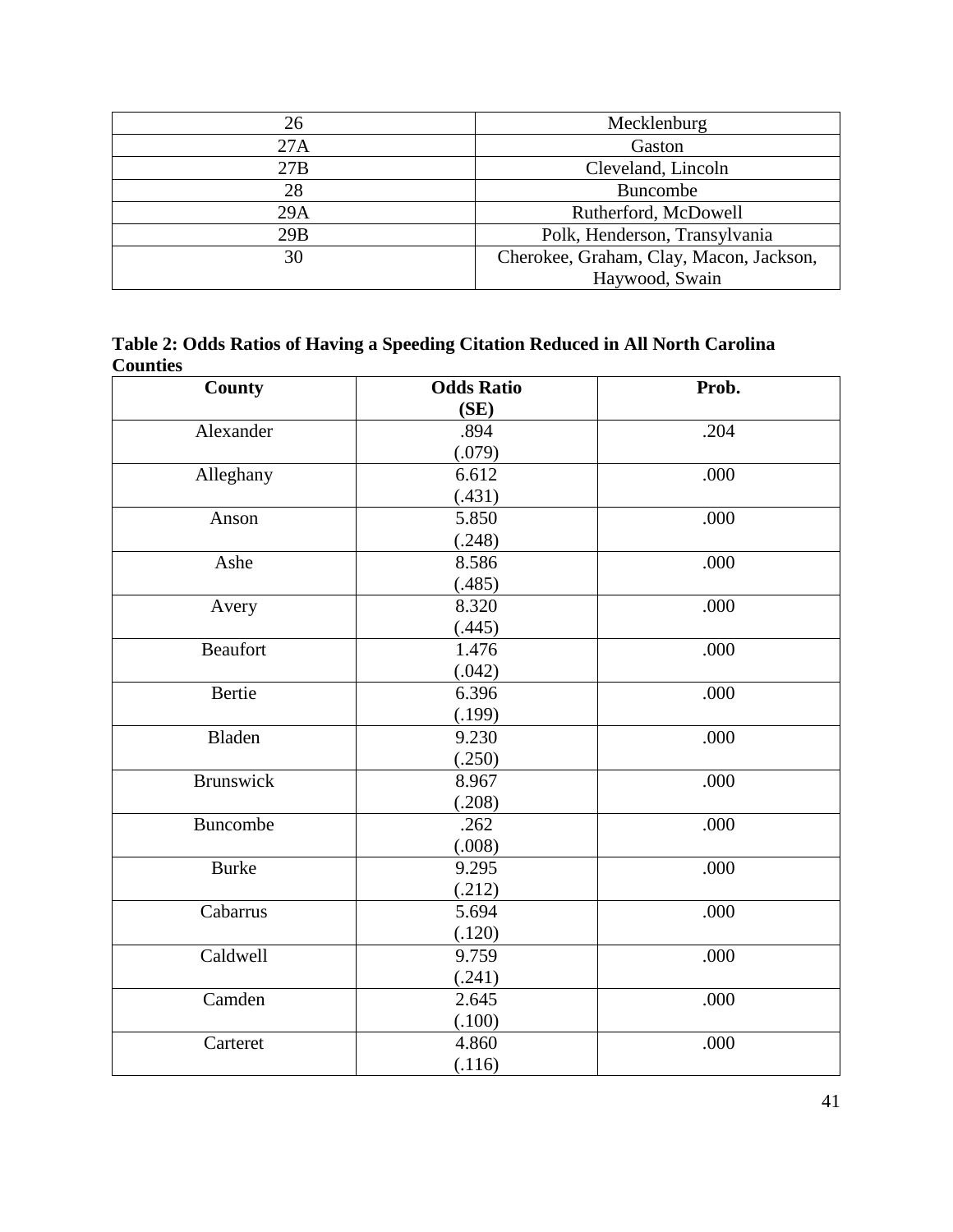| 26 | Mecklenburg |
|---|---|
| 27A | Gaston |
| 27B | Cleveland, Lincoln |
| 28 | Buncombe |
| 29A | Rutherford, McDowell |
| 29B | Polk, Henderson, Transylvania |
| 30 | Cherokee, Graham, Clay, Macon, Jackson, Haywood, Swain |

**Table 2: Odds Ratios of Having a Speeding Citation Reduced in All North Carolina Counties**

| County | Odds Ratio (SE) | Prob. |
|---|---|---|
| Alexander | .894 (.079) | .204 |
| Alleghany | 6.612 (.431) | .000 |
| Anson | 5.850 (.248) | .000 |
| Ashe | 8.586 (.485) | .000 |
| Avery | 8.320 (.445) | .000 |
| Beaufort | 1.476 (.042) | .000 |
| Bertie | 6.396 (.199) | .000 |
| Bladen | 9.230 (.250) | .000 |
| Brunswick | 8.967 (.208) | .000 |
| Buncombe | .262 (.008) | .000 |
| Burke | 9.295 (.212) | .000 |
| Cabarrus | 5.694 (.120) | .000 |
| Caldwell | 9.759 (.241) | .000 |
| Camden | 2.645 (.100) | .000 |
| Carteret | 4.860 (.116) | .000 |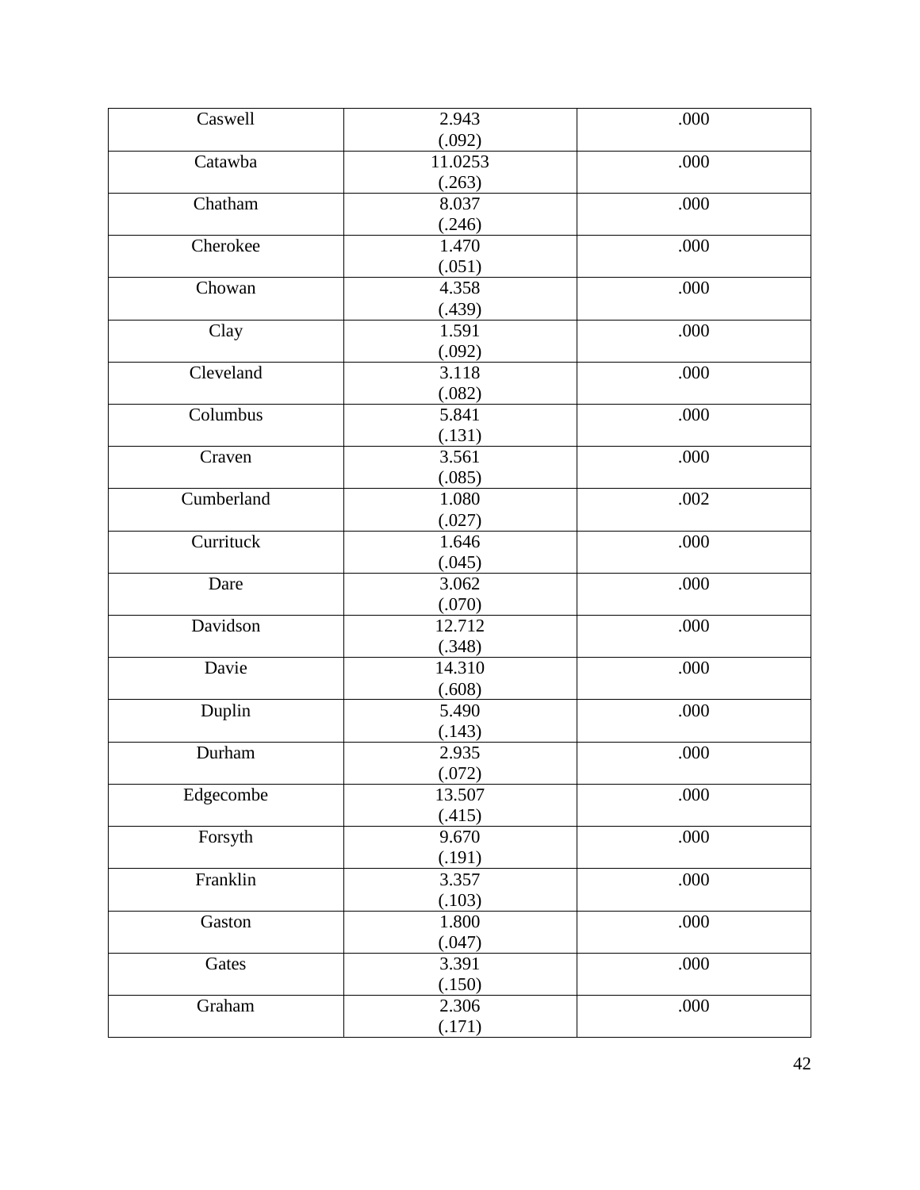| | | |
|---|---|---|
| Caswell | 2.943<br>(.092) | .000 |
| Catawba | 11.0253<br>(.263) | .000 |
| Chatham | 8.037<br>(.246) | .000 |
| Cherokee | 1.470<br>(.051) | .000 |
| Chowan | 4.358<br>(.439) | .000 |
| Clay | 1.591<br>(.092) | .000 |
| Cleveland | 3.118<br>(.082) | .000 |
| Columbus | 5.841<br>(.131) | .000 |
| Craven | 3.561<br>(.085) | .000 |
| Cumberland | 1.080<br>(.027) | .002 |
| Currituck | 1.646<br>(.045) | .000 |
| Dare | 3.062<br>(.070) | .000 |
| Davidson | 12.712<br>(.348) | .000 |
| Davie | 14.310<br>(.608) | .000 |
| Duplin | 5.490<br>(.143) | .000 |
| Durham | 2.935<br>(.072) | .000 |
| Edgecombe | 13.507<br>(.415) | .000 |
| Forsyth | 9.670<br>(.191) | .000 |
| Franklin | 3.357<br>(.103) | .000 |
| Gaston | 1.800<br>(.047) | .000 |
| Gates | 3.391<br>(.150) | .000 |
| Graham | 2.306<br>(.171) | .000 |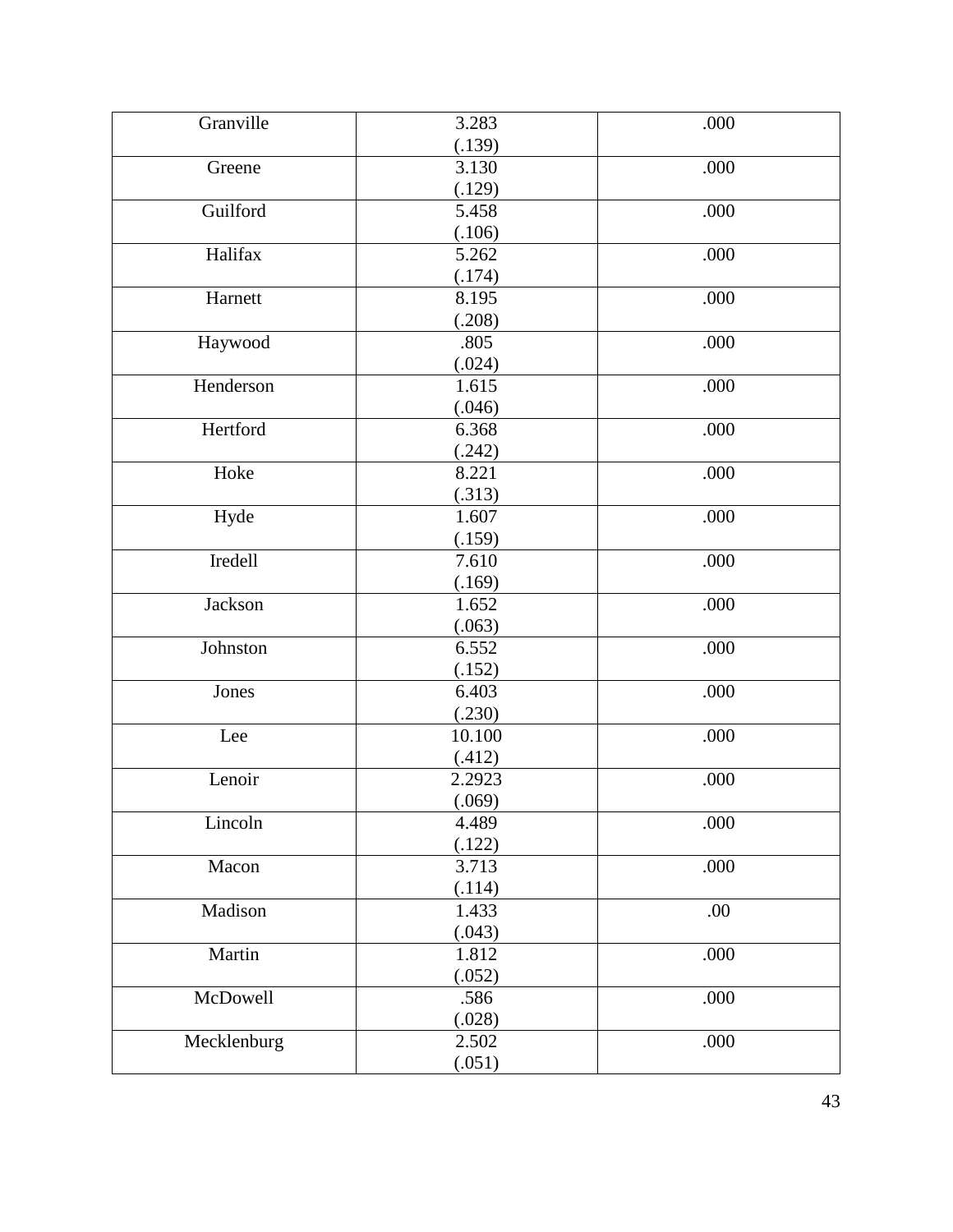| | | |
|---|---|---|
| Granville | 3.283<br>(.139) | .000 |
| Greene | 3.130<br>(.129) | .000 |
| Guilford | 5.458<br>(.106) | .000 |
| Halifax | 5.262<br>(.174) | .000 |
| Harnett | 8.195<br>(.208) | .000 |
| Haywood | .805<br>(.024) | .000 |
| Henderson | 1.615<br>(.046) | .000 |
| Hertford | 6.368<br>(.242) | .000 |
| Hoke | 8.221<br>(.313) | .000 |
| Hyde | 1.607<br>(.159) | .000 |
| Iredell | 7.610<br>(.169) | .000 |
| Jackson | 1.652<br>(.063) | .000 |
| Johnston | 6.552<br>(.152) | .000 |
| Jones | 6.403<br>(.230) | .000 |
| Lee | 10.100<br>(.412) | .000 |
| Lenoir | 2.2923<br>(.069) | .000 |
| Lincoln | 4.489<br>(.122) | .000 |
| Macon | 3.713<br>(.114) | .000 |
| Madison | 1.433<br>(.043) | .00 |
| Martin | 1.812<br>(.052) | .000 |
| McDowell | .586<br>(.028) | .000 |
| Mecklenburg | 2.502<br>(.051) | .000 |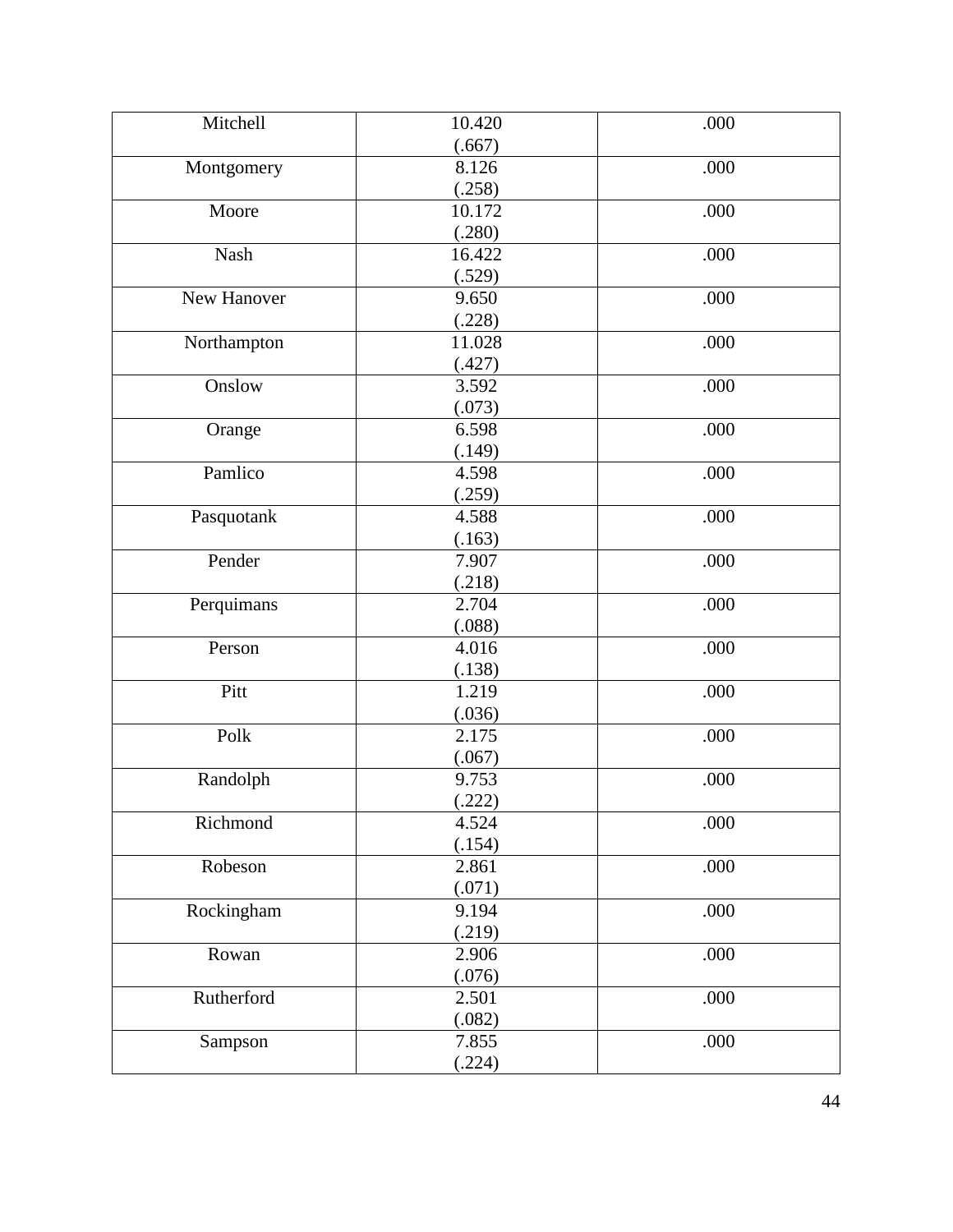| | | |
|---|---|---|
| Mitchell | 10.420<br>(.667) | .000 |
| Montgomery | 8.126<br>(.258) | .000 |
| Moore | 10.172<br>(.280) | .000 |
| Nash | 16.422<br>(.529) | .000 |
| New Hanover | 9.650<br>(.228) | .000 |
| Northampton | 11.028<br>(.427) | .000 |
| Onslow | 3.592<br>(.073) | .000 |
| Orange | 6.598<br>(.149) | .000 |
| Pamlico | 4.598<br>(.259) | .000 |
| Pasquotank | 4.588<br>(.163) | .000 |
| Pender | 7.907<br>(.218) | .000 |
| Perquimans | 2.704<br>(.088) | .000 |
| Person | 4.016<br>(.138) | .000 |
| Pitt | 1.219<br>(.036) | .000 |
| Polk | 2.175<br>(.067) | .000 |
| Randolph | 9.753<br>(.222) | .000 |
| Richmond | 4.524<br>(.154) | .000 |
| Robeson | 2.861<br>(.071) | .000 |
| Rockingham | 9.194<br>(.219) | .000 |
| Rowan | 2.906<br>(.076) | .000 |
| Rutherford | 2.501<br>(.082) | .000 |
| Sampson | 7.855<br>(.224) | .000 |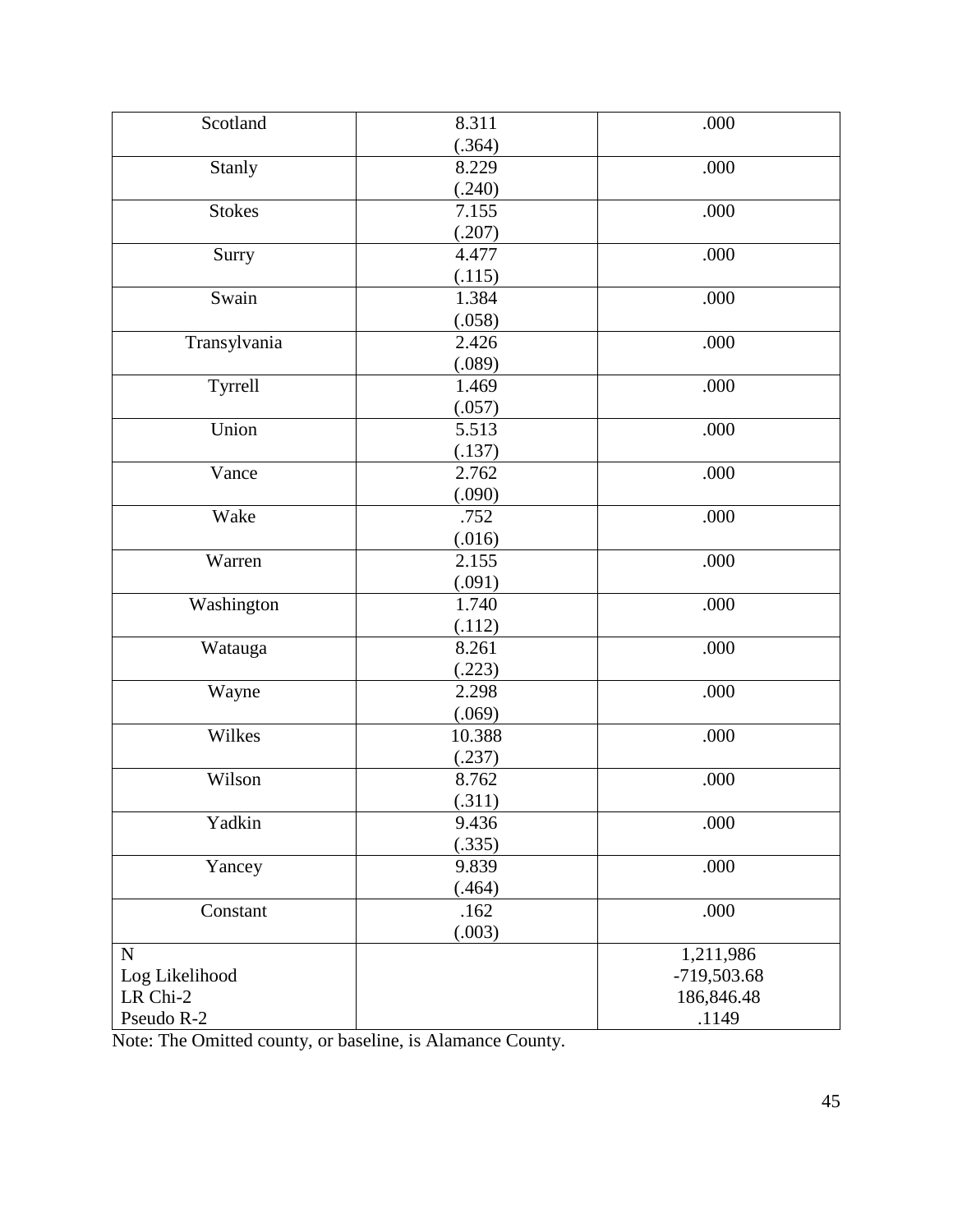| | | |
|---|---|---|
| Scotland | 8.311<br>(.364) | .000 |
| Stanly | 8.229<br>(.240) | .000 |
| Stokes | 7.155<br>(.207) | .000 |
| Surry | 4.477<br>(.115) | .000 |
| Swain | 1.384<br>(.058) | .000 |
| Transylvania | 2.426<br>(.089) | .000 |
| Tyrrell | 1.469<br>(.057) | .000 |
| Union | 5.513<br>(.137) | .000 |
| Vance | 2.762<br>(.090) | .000 |
| Wake | .752<br>(.016) | .000 |
| Warren | 2.155<br>(.091) | .000 |
| Washington | 1.740<br>(.112) | .000 |
| Watauga | 8.261<br>(.223) | .000 |
| Wayne | 2.298<br>(.069) | .000 |
| Wilkes | 10.388<br>(.237) | .000 |
| Wilson | 8.762<br>(.311) | .000 |
| Yadkin | 9.436<br>(.335) | .000 |
| Yancey | 9.839<br>(.464) | .000 |
| Constant | .162<br>(.003) | .000 |
| N<br>Log Likelihood<br>LR Chi-2<br>Pseudo R-2 | | 1,211,986<br>-719,503.68<br>186,846.48<br>.1149 |

Note: The Omitted county, or baseline, is Alamance County.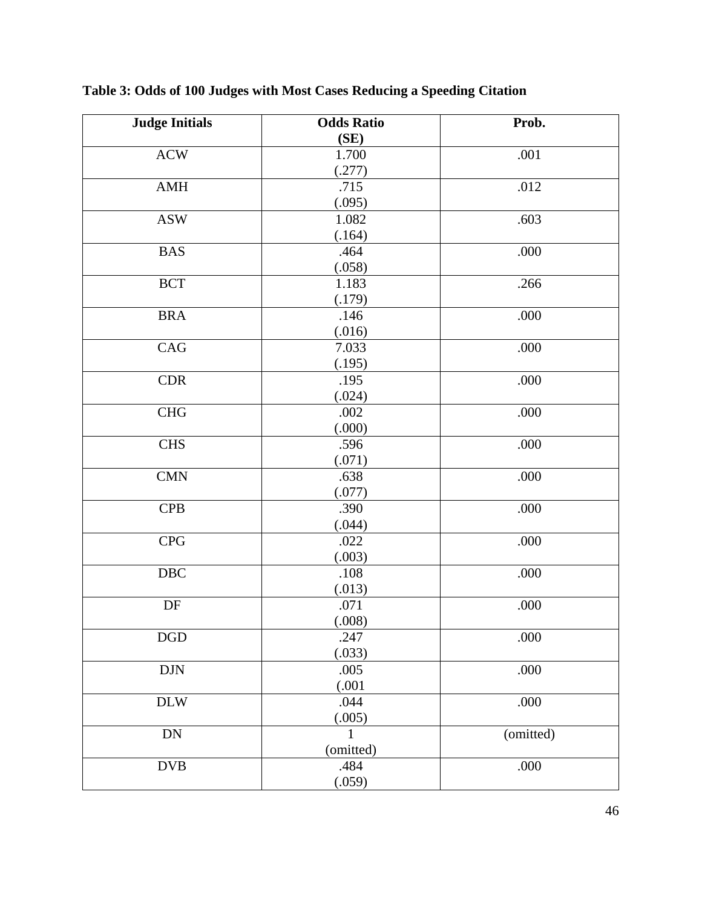**Table 3: Odds of 100 Judges with Most Cases Reducing a Speeding Citation**

| Judge Initials | Odds Ratio (SE) | Prob. |
|---|---|---|
| ACW | 1.700 (.277) | .001 |
| AMH | .715 (.095) | .012 |
| ASW | 1.082 (.164) | .603 |
| BAS | .464 (.058) | .000 |
| BCT | 1.183 (.179) | .266 |
| BRA | .146 (.016) | .000 |
| CAG | 7.033 (.195) | .000 |
| CDR | .195 (.024) | .000 |
| CHG | .002 (.000) | .000 |
| CHS | .596 (.071) | .000 |
| CMN | .638 (.077) | .000 |
| CPB | .390 (.044) | .000 |
| CPG | .022 (.003) | .000 |
| DBC | .108 (.013) | .000 |
| DF | .071 (.008) | .000 |
| DGD | .247 (.033) | .000 |
| DJN | .005 (.001 | .000 |
| DLW | .044 (.005) | .000 |
| DN | 1 (omitted) | (omitted) |
| DVB | .484 (.059) | .000 |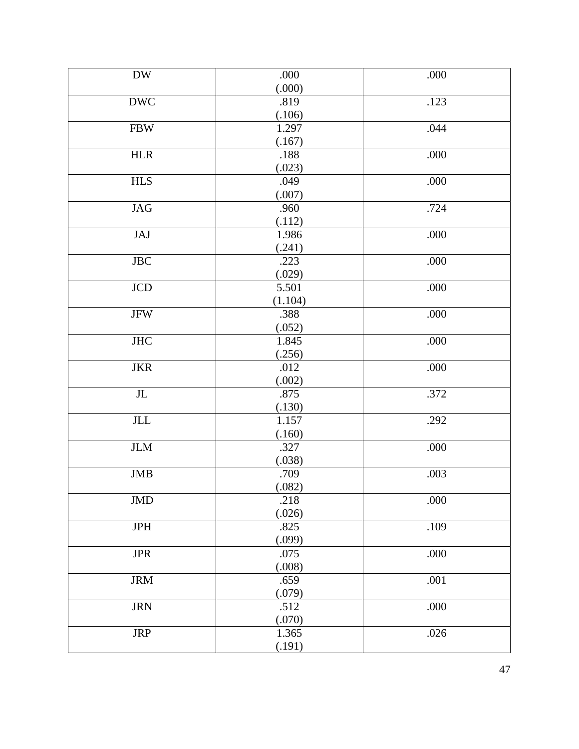| | | |
|---|---|---|
| DW | .000<br>(.000) | .000 |
| DWC | .819<br>(.106) | .123 |
| FBW | 1.297<br>(.167) | .044 |
| HLR | .188<br>(.023) | .000 |
| HLS | .049<br>(.007) | .000 |
| JAG | .960<br>(.112) | .724 |
| JAJ | 1.986<br>(.241) | .000 |
| JBC | .223<br>(.029) | .000 |
| JCD | 5.501<br>(1.104) | .000 |
| JFW | .388<br>(.052) | .000 |
| JHC | 1.845<br>(.256) | .000 |
| JKR | .012<br>(.002) | .000 |
| JL | .875<br>(.130) | .372 |
| JLL | 1.157<br>(.160) | .292 |
| JLM | .327<br>(.038) | .000 |
| JMB | .709<br>(.082) | .003 |
| JMD | .218<br>(.026) | .000 |
| JPH | .825<br>(.099) | .109 |
| JPR | .075<br>(.008) | .000 |
| JRM | .659<br>(.079) | .001 |
| JRN | .512<br>(.070) | .000 |
| JRP | 1.365<br>(.191) | .026 |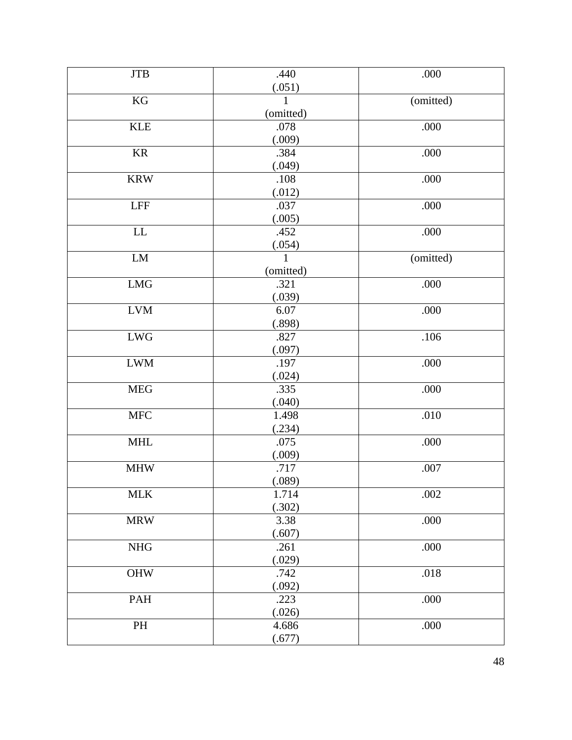| | | |
|---|---|---|
| JTB | .440<br>(.051) | .000 |
| KG | 1<br>(omitted) | (omitted) |
| KLE | .078<br>(.009) | .000 |
| KR | .384<br>(.049) | .000 |
| KRW | .108<br>(.012) | .000 |
| LFF | .037<br>(.005) | .000 |
| LL | .452<br>(.054) | .000 |
| LM | 1<br>(omitted) | (omitted) |
| LMG | .321<br>(.039) | .000 |
| LVM | 6.07<br>(.898) | .000 |
| LWG | .827<br>(.097) | .106 |
| LWM | .197<br>(.024) | .000 |
| MEG | .335<br>(.040) | .000 |
| MFC | 1.498<br>(.234) | .010 |
| MHL | .075<br>(.009) | .000 |
| MHW | .717<br>(.089) | .007 |
| MLK | 1.714<br>(.302) | .002 |
| MRW | 3.38<br>(.607) | .000 |
| NHG | .261<br>(.029) | .000 |
| OHW | .742<br>(.092) | .018 |
| PAH | .223<br>(.026) | .000 |
| PH | 4.686<br>(.677) | .000 |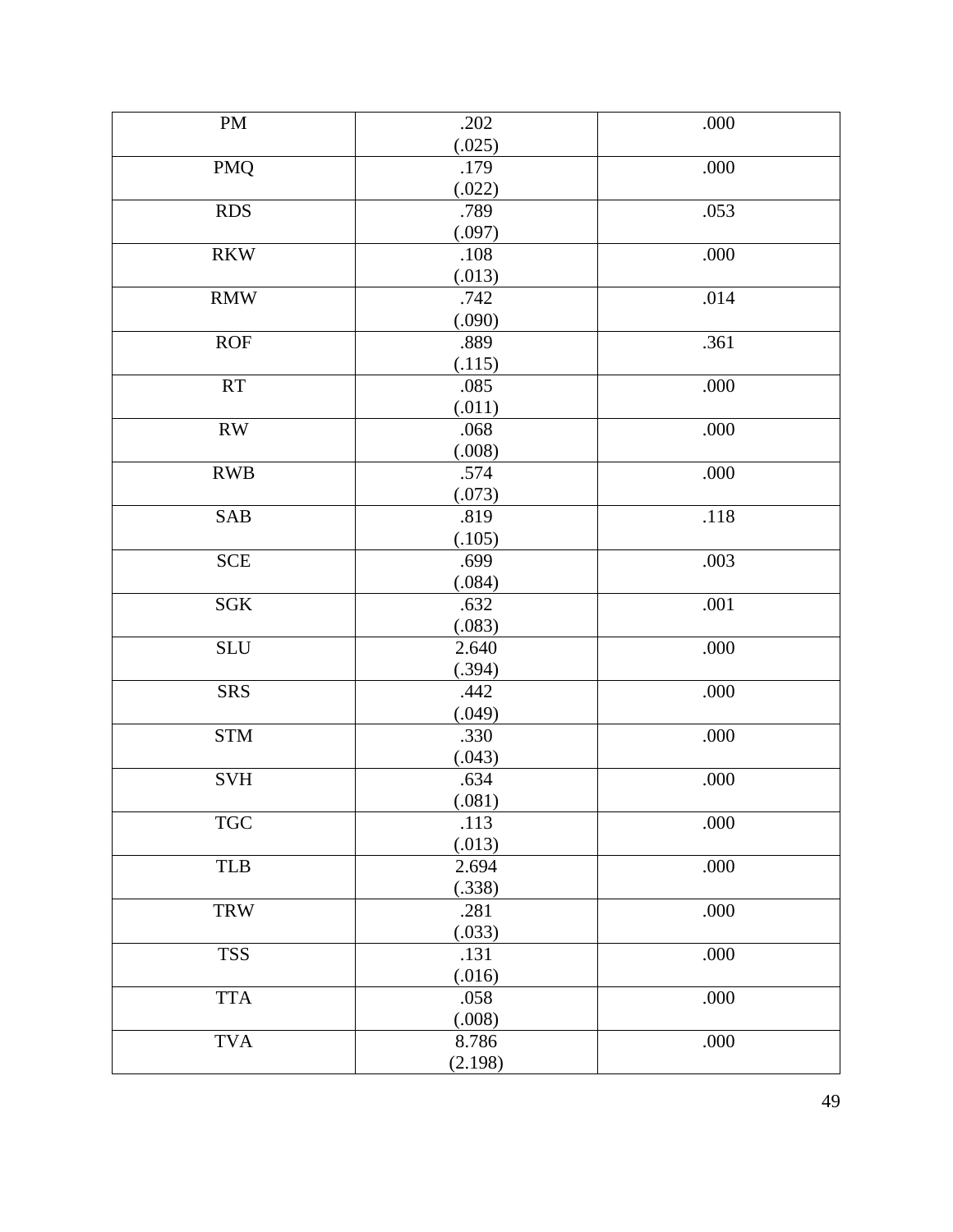| | | |
|---|---|---|
| PM | .202<br>(.025) | .000 |
| PMQ | .179<br>(.022) | .000 |
| RDS | .789<br>(.097) | .053 |
| RKW | .108<br>(.013) | .000 |
| RMW | .742<br>(.090) | .014 |
| ROF | .889<br>(.115) | .361 |
| RT | .085<br>(.011) | .000 |
| RW | .068<br>(.008) | .000 |
| RWB | .574<br>(.073) | .000 |
| SAB | .819<br>(.105) | .118 |
| SCE | .699<br>(.084) | .003 |
| SGK | .632<br>(.083) | .001 |
| SLU | 2.640<br>(.394) | .000 |
| SRS | .442<br>(.049) | .000 |
| STM | .330<br>(.043) | .000 |
| SVH | .634<br>(.081) | .000 |
| TGC | .113<br>(.013) | .000 |
| TLB | 2.694<br>(.338) | .000 |
| TRW | .281<br>(.033) | .000 |
| TSS | .131<br>(.016) | .000 |
| TTA | .058<br>(.008) | .000 |
| TVA | 8.786<br>(2.198) | .000 |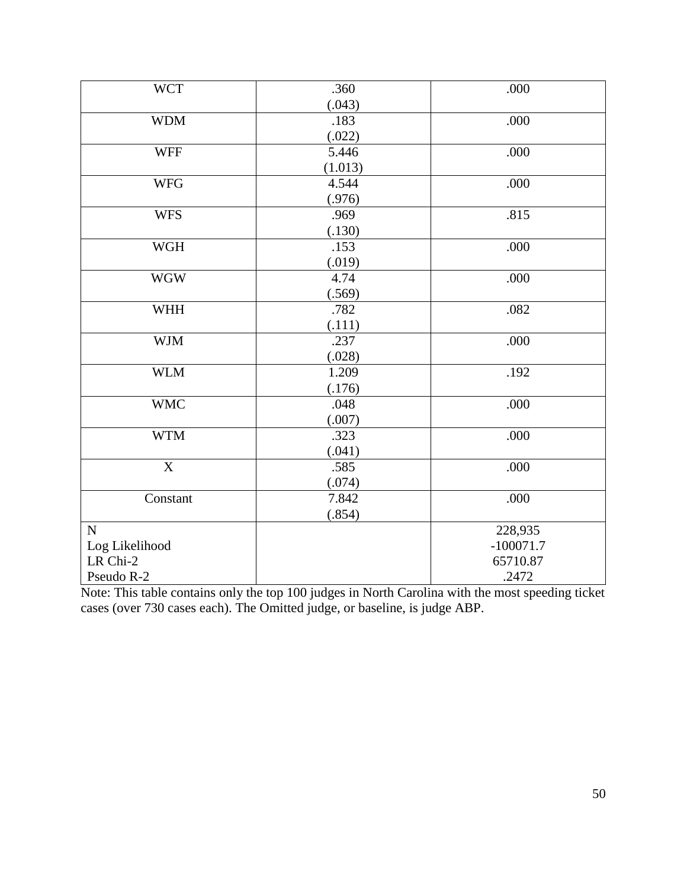| | | |
|---|---|---|
| WCT | .360<br>(.043) | .000 |
| WDM | .183<br>(.022) | .000 |
| WFF | 5.446<br>(1.013) | .000 |
| WFG | 4.544<br>(.976) | .000 |
| WFS | .969<br>(.130) | .815 |
| WGH | .153<br>(.019) | .000 |
| WGW | 4.74<br>(.569) | .000 |
| WHH | .782<br>(.111) | .082 |
| WJM | .237<br>(.028) | .000 |
| WLM | 1.209<br>(.176) | .192 |
| WMC | .048<br>(.007) | .000 |
| WTM | .323<br>(.041) | .000 |
| X | .585<br>(.074) | .000 |
| Constant | 7.842<br>(.854) | .000 |
| N<br>Log Likelihood<br>LR Chi-2<br>Pseudo R-2 | | 228,935<br>-100071.7<br>65710.87<br>.2472 |

Note: This table contains only the top 100 judges in North Carolina with the most speeding ticket cases (over 730 cases each). The Omitted judge, or baseline, is judge ABP.